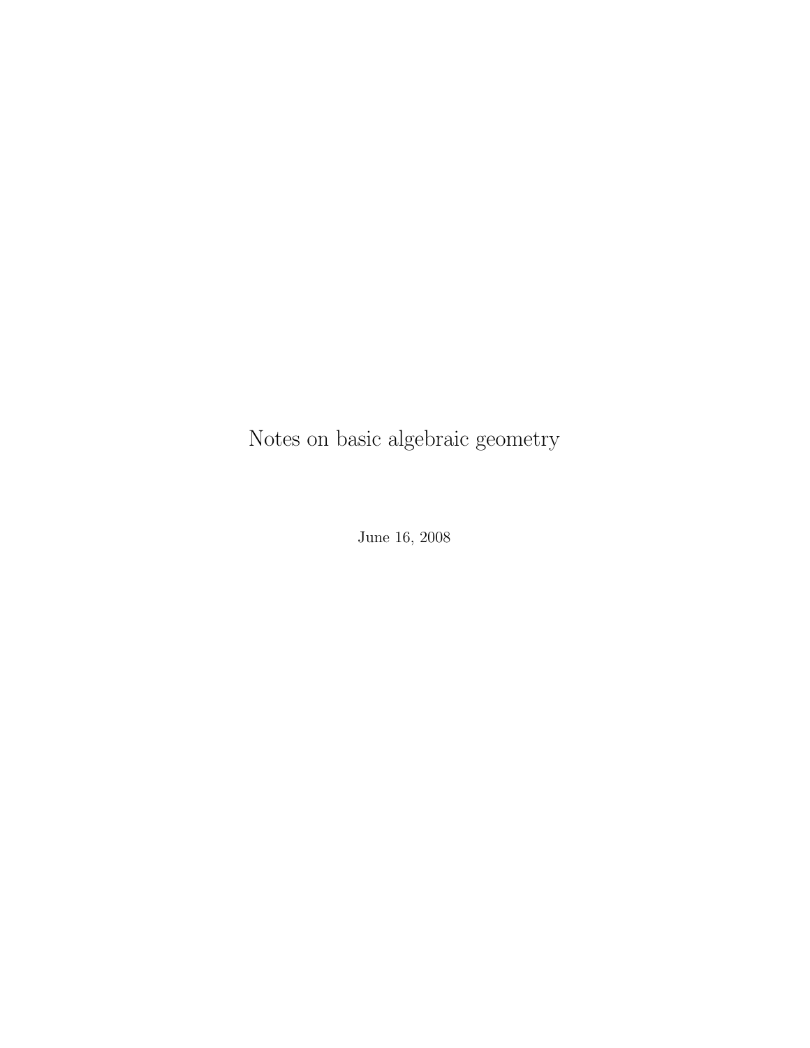# Notes on basic algebraic geometry

June 16, 2008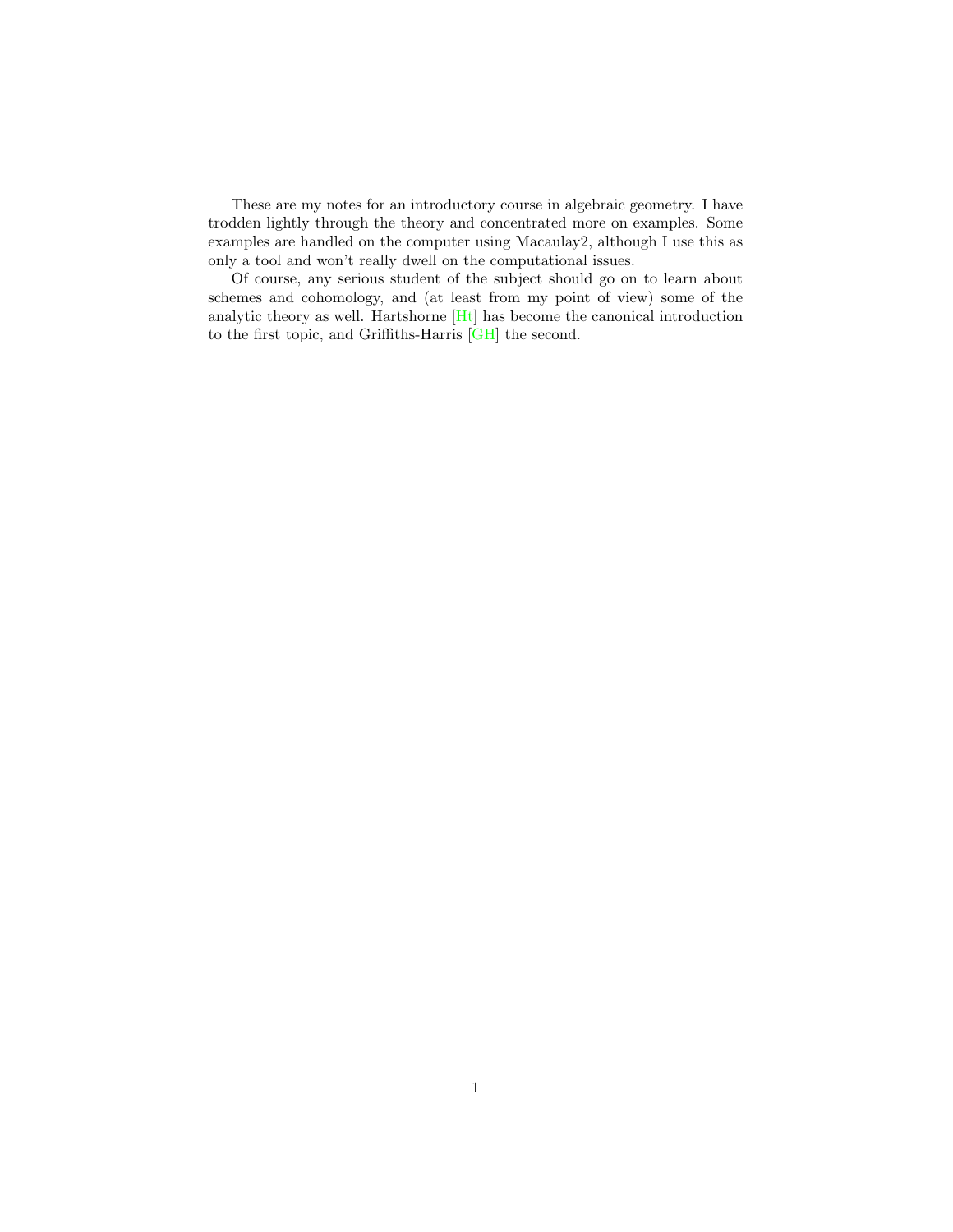These are my notes for an introductory course in algebraic geometry. I have trodden lightly through the theory and concentrated more on examples. Some examples are handled on the computer using Macaulay2, although I use this as only a tool and won't really dwell on the computational issues.

Of course, any serious student of the subject should go on to learn about schemes and cohomology, and (at least from my point of view) some of the analytic theory as well. Hartshorne [Ht] has become the canonical introduction to the first topic, and Griffiths-Harris [GH] the second.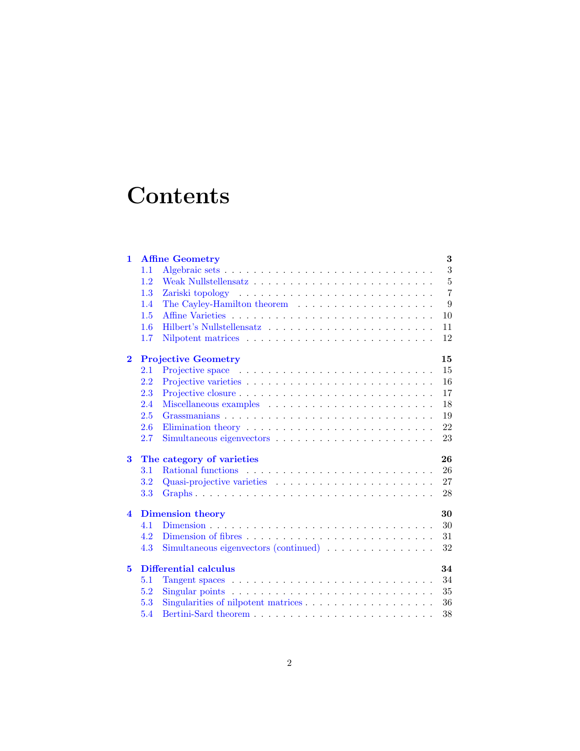# Contents

**1 Affine Geometry** — **3**
- 1.1 Algebraic sets — 3
- 1.2 Weak Nullstellensatz — 5
- 1.3 Zariski topology — 7
- 1.4 The Cayley-Hamilton theorem — 9
- 1.5 Affine Varieties — 10
- 1.6 Hilbert's Nullstellensatz — 11
- 1.7 Nilpotent matrices — 12

**2 Projective Geometry** — **15**
- 2.1 Projective space — 15
- 2.2 Projective varieties — 16
- 2.3 Projective closure — 17
- 2.4 Miscellaneous examples — 18
- 2.5 Grassmanians — 19
- 2.6 Elimination theory — 22
- 2.7 Simultaneous eigenvectors — 23

**3 The category of varieties** — **26**
- 3.1 Rational functions — 26
- 3.2 Quasi-projective varieties — 27
- 3.3 Graphs — 28

**4 Dimension theory** — **30**
- 4.1 Dimension — 30
- 4.2 Dimension of fibres — 31
- 4.3 Simultaneous eigenvectors (continued) — 32

**5 Differential calculus** — **34**
- 5.1 Tangent spaces — 34
- 5.2 Singular points — 35
- 5.3 Singularities of nilpotent matrices — 36
- 5.4 Bertini-Sard theorem — 38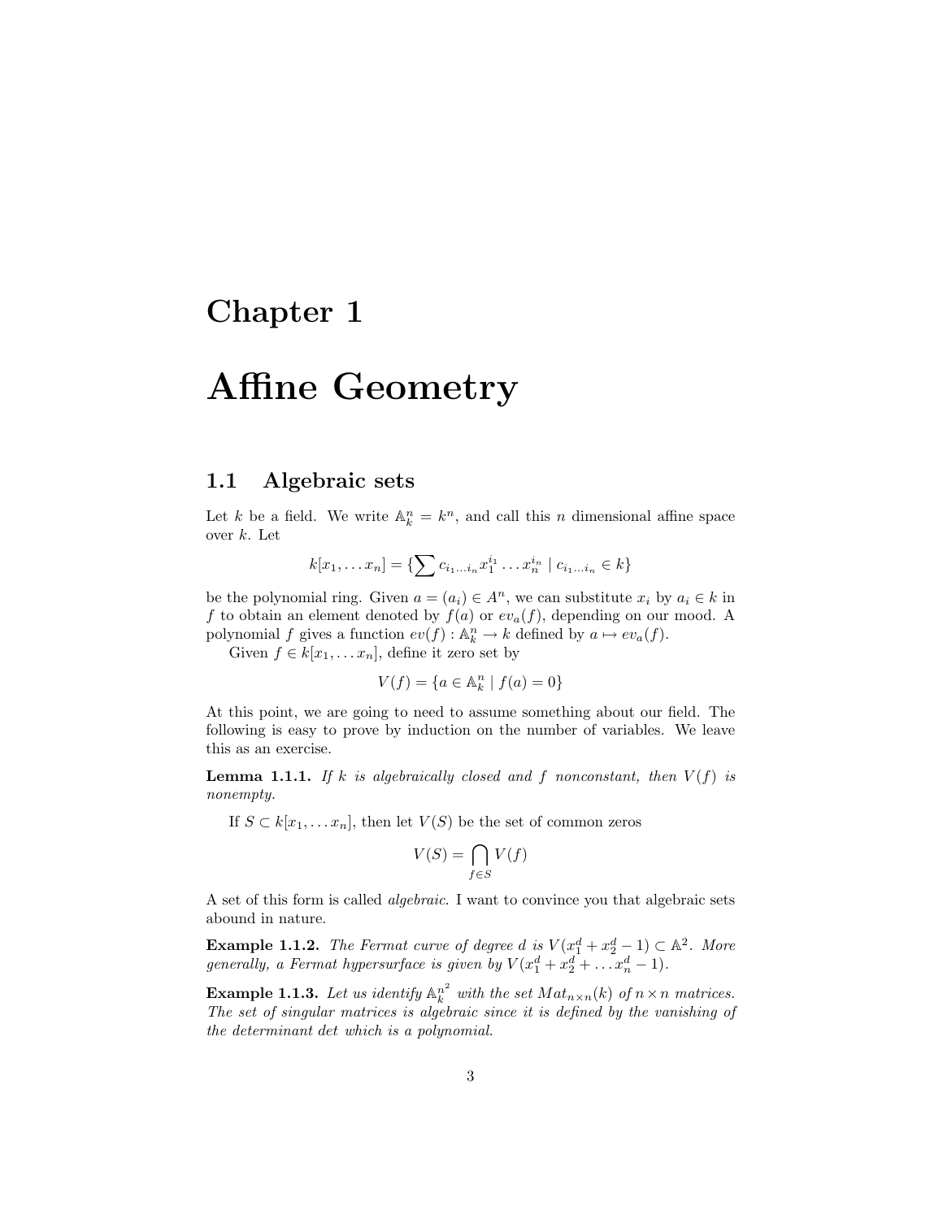# Chapter 1

# Affine Geometry

## 1.1 Algebraic sets

Let $k$ be a field. We write $\mathbb{A}_k^n = k^n$, and call this $n$ dimensional affine space over $k$. Let

$$k[x_1, \ldots x_n] = \{\sum c_{i_1 \ldots i_n} x_1^{i_1} \ldots x_n^{i_n} \mid c_{i_1 \ldots i_n} \in k\}$$

be the polynomial ring. Given $a = (a_i) \in A^n$, we can substitute $x_i$ by $a_i \in k$ in $f$ to obtain an element denoted by $f(a)$ or $ev_a(f)$, depending on our mood. A polynomial $f$ gives a function $ev(f) : \mathbb{A}_k^n \to k$ defined by $a \mapsto ev_a(f)$.

Given $f \in k[x_1, \ldots x_n]$, define it zero set by

$$V(f) = \{a \in \mathbb{A}_k^n \mid f(a) = 0\}$$

At this point, we are going to need to assume something about our field. The following is easy to prove by induction on the number of variables. We leave this as an exercise.

**Lemma 1.1.1.** *If $k$ is algebraically closed and $f$ nonconstant, then $V(f)$ is nonempty.*

If $S \subset k[x_1, \ldots x_n]$, then let $V(S)$ be the set of common zeros

$$V(S) = \bigcap_{f \in S} V(f)$$

A set of this form is called *algebraic*. I want to convince you that algebraic sets abound in nature.

**Example 1.1.2.** *The Fermat curve of degree $d$ is $V(x_1^d + x_2^d - 1) \subset \mathbb{A}^2$. More generally, a Fermat hypersurface is given by $V(x_1^d + x_2^d + \ldots x_n^d - 1)$.*

**Example 1.1.3.** *Let us identify $\mathbb{A}_k^{n^2}$ with the set $Mat_{n \times n}(k)$ of $n \times n$ matrices. The set of singular matrices is algebraic since it is defined by the vanishing of the determinant det which is a polynomial.*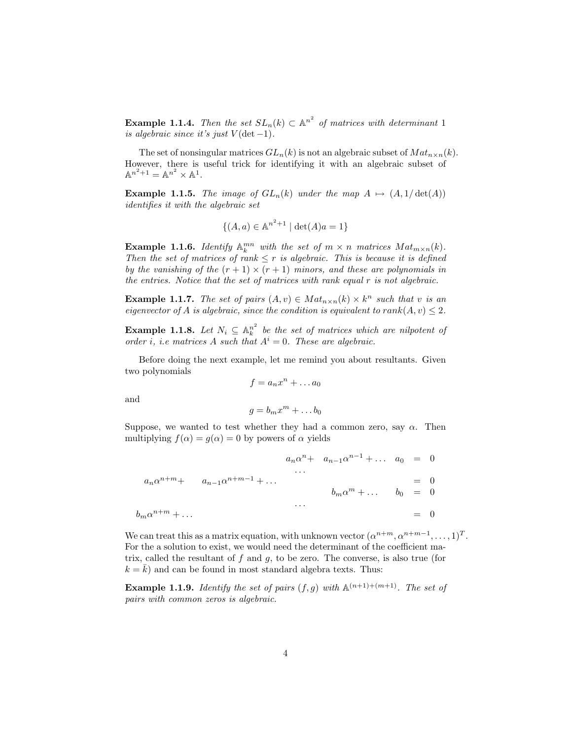**Example 1.1.4.** *Then the set $SL_n(k) \subset \mathbb{A}^{n^2}$ of matrices with determinant 1 is algebraic since it's just $V(\det -1)$.*

The set of nonsingular matrices $GL_n(k)$ is not an algebraic subset of $Mat_{n\times n}(k)$. However, there is useful trick for identifying it with an algebraic subset of $\mathbb{A}^{n^2+1} = \mathbb{A}^{n^2} \times \mathbb{A}^1$.

**Example 1.1.5.** *The image of $GL_n(k)$ under the map $A \mapsto (A, 1/\det(A))$ identifies it with the algebraic set*

$$\{(A, a) \in \mathbb{A}^{n^2+1} \mid \det(A)a = 1\}$$

**Example 1.1.6.** *Identify $\mathbb{A}_k^{mn}$ with the set of $m \times n$ matrices $Mat_{m\times n}(k)$. Then the set of matrices of rank $\leq r$ is algebraic. This is because it is defined by the vanishing of the $(r+1)\times(r+1)$ minors, and these are polynomials in the entries. Notice that the set of matrices with rank equal $r$ is not algebraic.*

**Example 1.1.7.** *The set of pairs $(A, v) \in Mat_{n\times n}(k) \times k^n$ such that $v$ is an eigenvector of $A$ is algebraic, since the condition is equivalent to $rank(A, v) \leq 2$.*

**Example 1.1.8.** *Let $N_i \subseteq \mathbb{A}_k^{n^2}$ be the set of matrices which are nilpotent of order $i$, i.e matrices $A$ such that $A^i = 0$. These are algebraic.*

Before doing the next example, let me remind you about resultants. Given two polynomials

$$f = a_n x^n + \dots a_0$$

and

$$g = b_m x^m + \dots b_0$$

Suppose, we wanted to test whether they had a common zero, say $\alpha$. Then multiplying $f(\alpha) = g(\alpha) = 0$ by powers of $\alpha$ yields

$$\begin{array}{lllllll}
 & & a_n\alpha^n + & a_{n-1}\alpha^{n-1} + \dots & a_0 & = & 0 \\
 & & \dots & & & & \\
a_n\alpha^{n+m} + & a_{n-1}\alpha^{n+m-1} + \dots & & & & = & 0 \\
 & & & b_m\alpha^m + \dots & b_0 & = & 0 \\
 & & \dots & & & & \\
b_m\alpha^{n+m} + \dots & & & & & = & 0
\end{array}$$

We can treat this as a matrix equation, with unknown vector $(\alpha^{n+m}, \alpha^{n+m-1}, \dots, 1)^T$. For the a solution to exist, we would need the determinant of the coefficient matrix, called the resultant of $f$ and $g$, to be zero. The converse, is also true (for $k = \bar{k}$) and can be found in most standard algebra texts. Thus:

**Example 1.1.9.** *Identify the set of pairs $(f, g)$ with $\mathbb{A}^{(n+1)+(m+1)}$. The set of pairs with common zeros is algebraic.*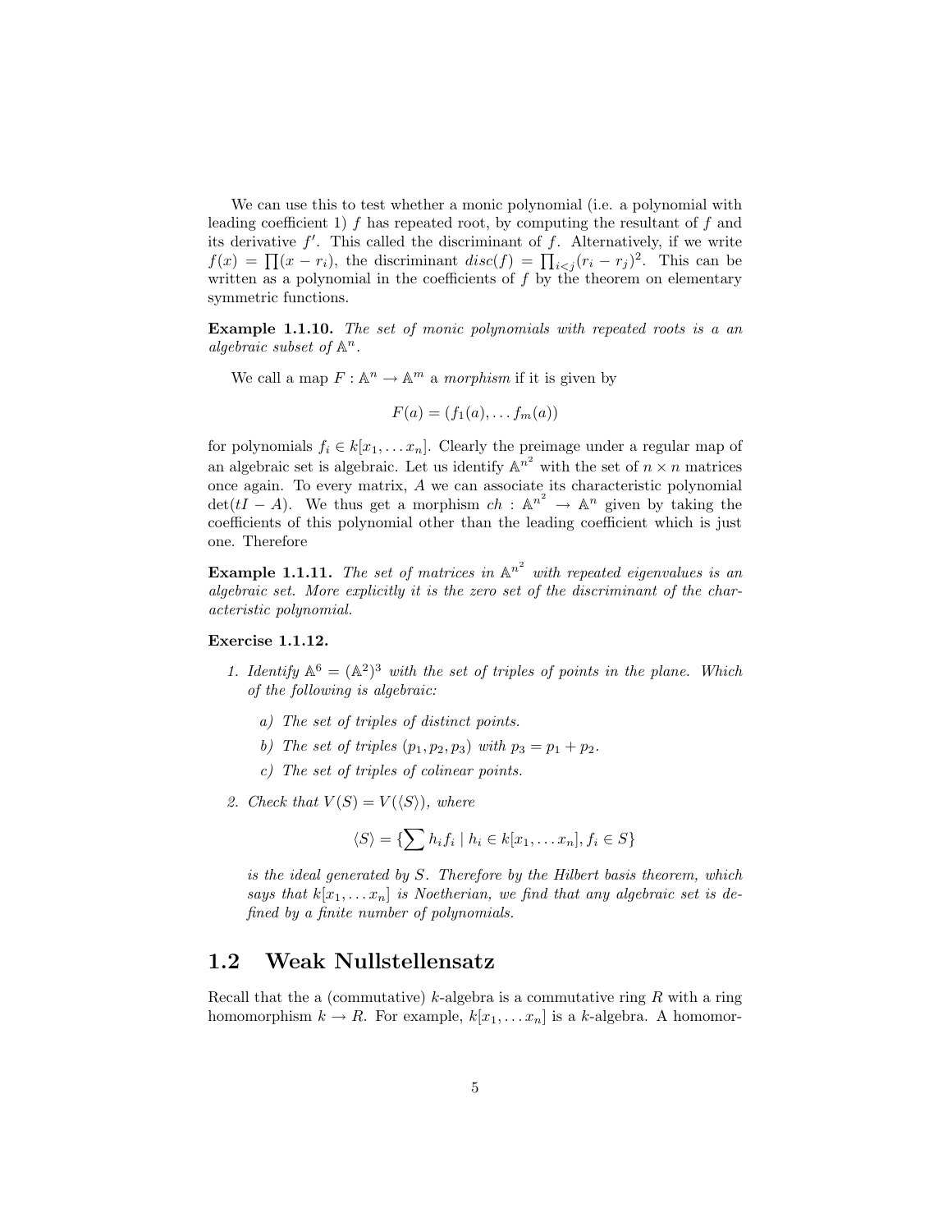We can use this to test whether a monic polynomial (i.e. a polynomial with leading coefficient 1) $f$ has repeated root, by computing the resultant of $f$ and its derivative $f'$. This called the discriminant of $f$. Alternatively, if we write $f(x) = \prod(x - r_i)$, the discriminant $disc(f) = \prod_{i<j}(r_i - r_j)^2$. This can be written as a polynomial in the coefficients of $f$ by the theorem on elementary symmetric functions.

**Example 1.1.10.** *The set of monic polynomials with repeated roots is a an algebraic subset of* $\mathbb{A}^n$.

We call a map $F : \mathbb{A}^n \to \mathbb{A}^m$ a *morphism* if it is given by

$$F(a) = (f_1(a), \dots f_m(a))$$

for polynomials $f_i \in k[x_1, \dots x_n]$. Clearly the preimage under a regular map of an algebraic set is algebraic. Let us identify $\mathbb{A}^{n^2}$ with the set of $n \times n$ matrices once again. To every matrix, $A$ we can associate its characteristic polynomial $\det(tI - A)$. We thus get a morphism $ch : \mathbb{A}^{n^2} \to \mathbb{A}^n$ given by taking the coefficients of this polynomial other than the leading coefficient which is just one. Therefore

**Example 1.1.11.** *The set of matrices in* $\mathbb{A}^{n^2}$ *with repeated eigenvalues is an algebraic set. More explicitly it is the zero set of the discriminant of the characteristic polynomial.*

**Exercise 1.1.12.**

1. *Identify* $\mathbb{A}^6 = (\mathbb{A}^2)^3$ *with the set of triples of points in the plane. Which of the following is algebraic:*

   a) *The set of triples of distinct points.*

   b) *The set of triples* $(p_1, p_2, p_3)$ *with* $p_3 = p_1 + p_2$.

   c) *The set of triples of colinear points.*

2. *Check that* $V(S) = V(\langle S \rangle)$*, where*

$$\langle S \rangle = \{\sum h_i f_i \mid h_i \in k[x_1, \dots x_n], f_i \in S\}$$

   *is the ideal generated by* $S$*. Therefore by the Hilbert basis theorem, which says that* $k[x_1, \dots x_n]$ *is Noetherian, we find that any algebraic set is defined by a finite number of polynomials.*

## 1.2 Weak Nullstellensatz

Recall that the a (commutative) $k$-algebra is a commutative ring $R$ with a ring homomorphism $k \to R$. For example, $k[x_1, \dots x_n]$ is a $k$-algebra. A homomor-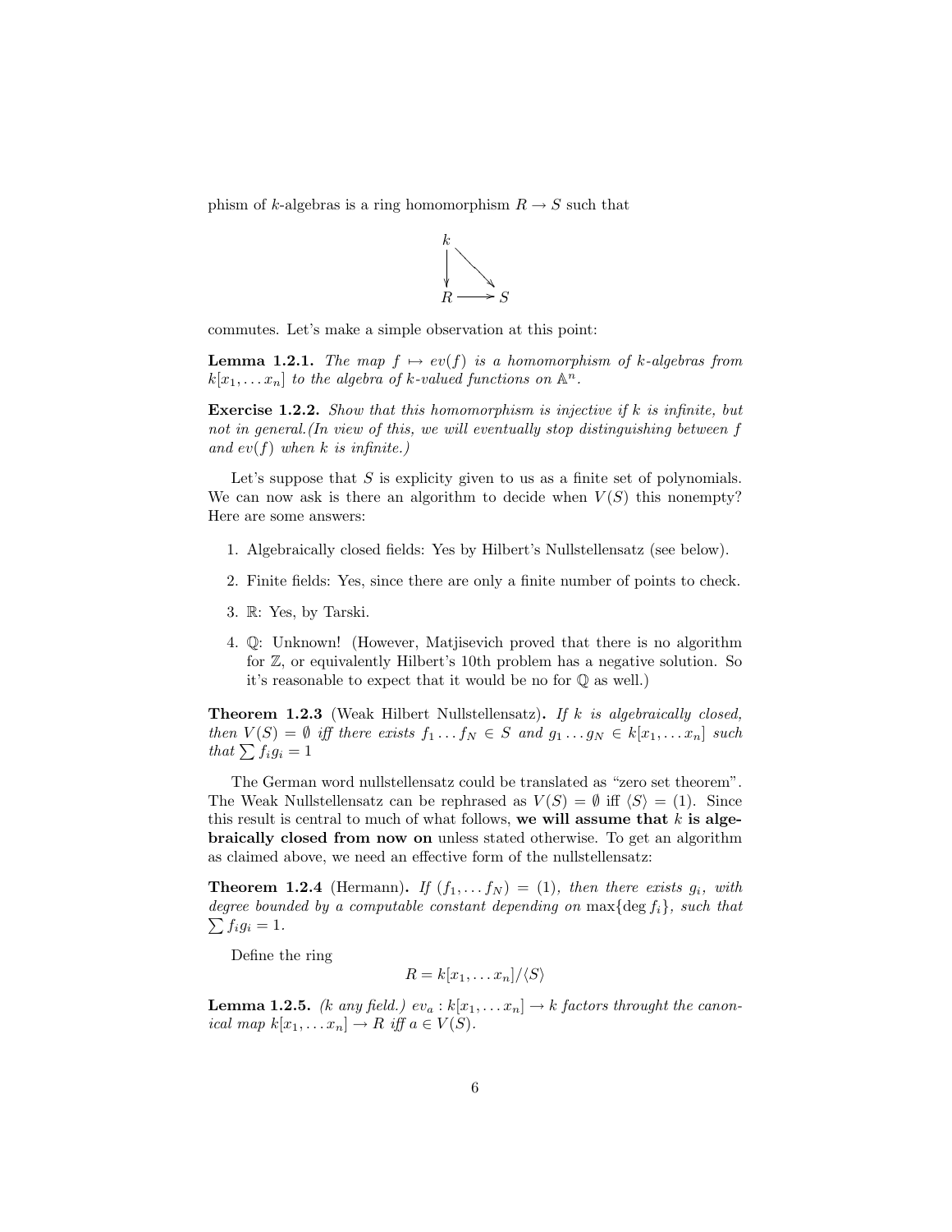phism of $k$-algebras is a ring homomorphism $R \to S$ such that

$$\begin{array}{ccc} k & & \\ \downarrow & \searrow & \\ R & \longrightarrow & S \end{array}$$

commutes. Let's make a simple observation at this point:

**Lemma 1.2.1.** *The map $f \mapsto ev(f)$ is a homomorphism of $k$-algebras from $k[x_1, \dots x_n]$ to the algebra of $k$-valued functions on $\mathbb{A}^n$.*

**Exercise 1.2.2.** *Show that this homomorphism is injective if $k$ is infinite, but not in general.(In view of this, we will eventually stop distinguishing between $f$ and $ev(f)$ when $k$ is infinite.)*

Let's suppose that $S$ is explicity given to us as a finite set of polynomials. We can now ask is there an algorithm to decide when $V(S)$ this nonempty? Here are some answers:

1. Algebraically closed fields: Yes by Hilbert's Nullstellensatz (see below).
2. Finite fields: Yes, since there are only a finite number of points to check.
3. $\mathbb{R}$: Yes, by Tarski.
4. $\mathbb{Q}$: Unknown! (However, Matjisevich proved that there is no algorithm for $\mathbb{Z}$, or equivalently Hilbert's 10th problem has a negative solution. So it's reasonable to expect that it would be no for $\mathbb{Q}$ as well.)

**Theorem 1.2.3** (Weak Hilbert Nullstellensatz)**.** *If $k$ is algebraically closed, then $V(S) = \emptyset$ iff there exists $f_1 \dots f_N \in S$ and $g_1 \dots g_N \in k[x_1, \dots x_n]$ such that $\sum f_i g_i = 1$*

The German word nullstellensatz could be translated as "zero set theorem". The Weak Nullstellensatz can be rephrased as $V(S) = \emptyset$ iff $\langle S \rangle = (1)$. Since this result is central to much of what follows, **we will assume that $k$ is algebraically closed from now on** unless stated otherwise. To get an algorithm as claimed above, we need an effective form of the nullstellensatz:

**Theorem 1.2.4** (Hermann)**.** *If $(f_1, \dots f_N) = (1)$, then there exists $g_i$, with degree bounded by a computable constant depending on $\max\{\deg f_i\}$, such that $\sum f_i g_i = 1$.*

Define the ring

$$R = k[x_1, \dots x_n]/\langle S \rangle$$

**Lemma 1.2.5.** *($k$ any field.) $ev_a : k[x_1, \dots x_n] \to k$ factors throught the canonical map $k[x_1, \dots x_n] \to R$ iff $a \in V(S)$.*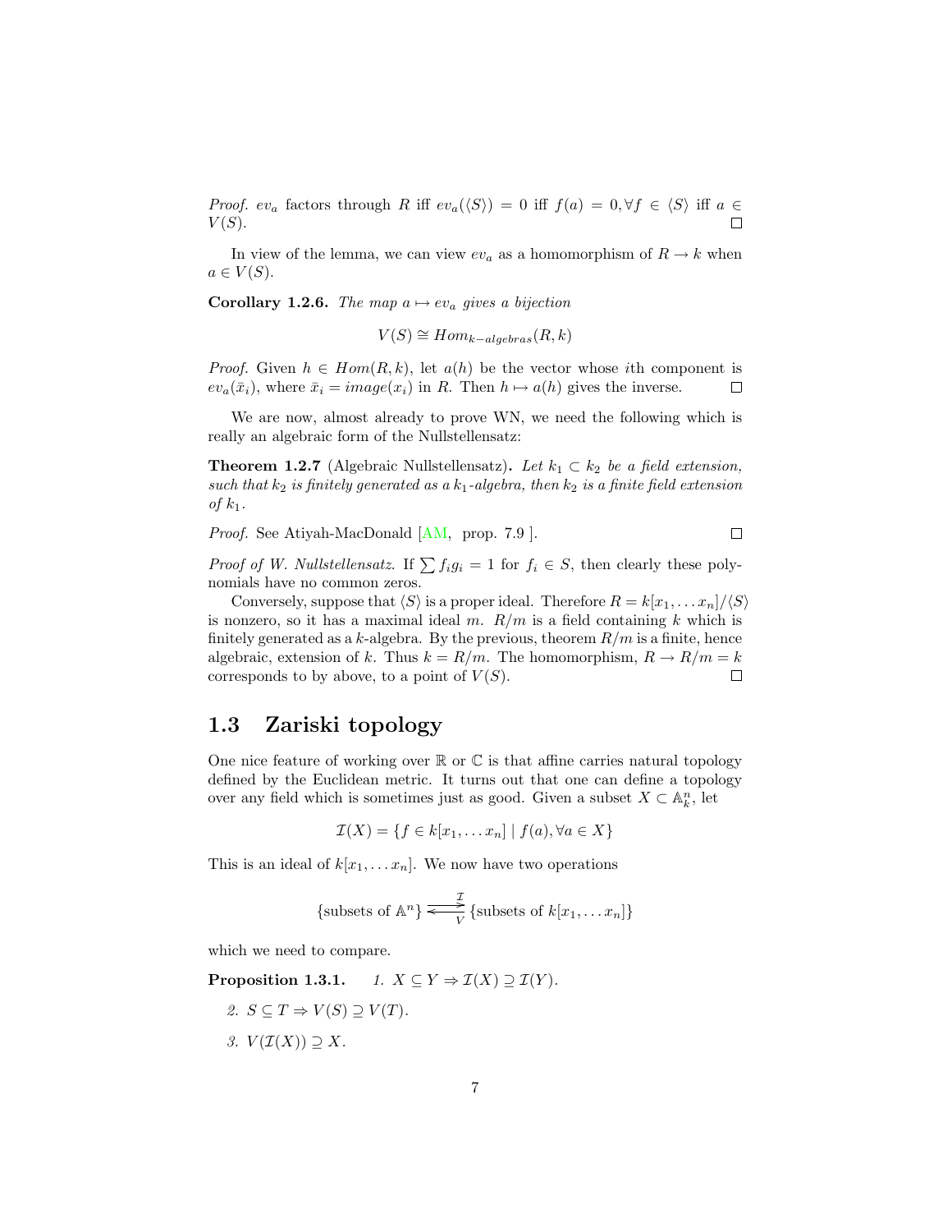*Proof.* $ev_a$ factors through $R$ iff $ev_a(\langle S\rangle) = 0$ iff $f(a) = 0, \forall f \in \langle S\rangle$ iff $a \in V(S)$. ∎

In view of the lemma, we can view $ev_a$ as a homomorphism of $R \to k$ when $a \in V(S)$.

**Corollary 1.2.6.** *The map $a \mapsto ev_a$ gives a bijection*

$$V(S) \cong Hom_{k-algebras}(R, k)$$

*Proof.* Given $h \in Hom(R, k)$, let $a(h)$ be the vector whose $i$th component is $ev_a(\bar{x}_i)$, where $\bar{x}_i = image(x_i)$ in $R$. Then $h \mapsto a(h)$ gives the inverse. ∎

We are now, almost already to prove WN, we need the following which is really an algebraic form of the Nullstellensatz:

**Theorem 1.2.7** (Algebraic Nullstellensatz)**.** *Let $k_1 \subset k_2$ be a field extension, such that $k_2$ is finitely generated as a $k_1$-algebra, then $k_2$ is a finite field extension of $k_1$.*

*Proof.* See Atiyah-MacDonald [AM, prop. 7.9 ]. ∎

*Proof of W. Nullstellensatz.* If $\sum f_i g_i = 1$ for $f_i \in S$, then clearly these polynomials have no common zeros.

Conversely, suppose that $\langle S\rangle$ is a proper ideal. Therefore $R = k[x_1, \dots x_n]/\langle S\rangle$ is nonzero, so it has a maximal ideal $m$. $R/m$ is a field containing $k$ which is finitely generated as a $k$-algebra. By the previous, theorem $R/m$ is a finite, hence algebraic, extension of $k$. Thus $k = R/m$. The homomorphism, $R \to R/m = k$ corresponds to by above, to a point of $V(S)$. ∎

## 1.3 Zariski topology

One nice feature of working over $\mathbb{R}$ or $\mathbb{C}$ is that affine carries natural topology defined by the Euclidean metric. It turns out that one can define a topology over any field which is sometimes just as good. Given a subset $X \subset \mathbb{A}^n_k$, let

$$\mathcal{I}(X) = \{f \in k[x_1, \dots x_n] \mid f(a), \forall a \in X\}$$

This is an ideal of $k[x_1, \dots x_n]$. We now have two operations

$$\{\text{subsets of } \mathbb{A}^n\} \underset{V}{\overset{\mathcal{I}}{\rightleftarrows}} \{\text{subsets of } k[x_1, \dots x_n]\}$$

which we need to compare.

**Proposition 1.3.1.**

1. *$X \subseteq Y \Rightarrow \mathcal{I}(X) \supseteq \mathcal{I}(Y)$.*
2. *$S \subseteq T \Rightarrow V(S) \supseteq V(T)$.*
3. *$V(\mathcal{I}(X)) \supseteq X$.*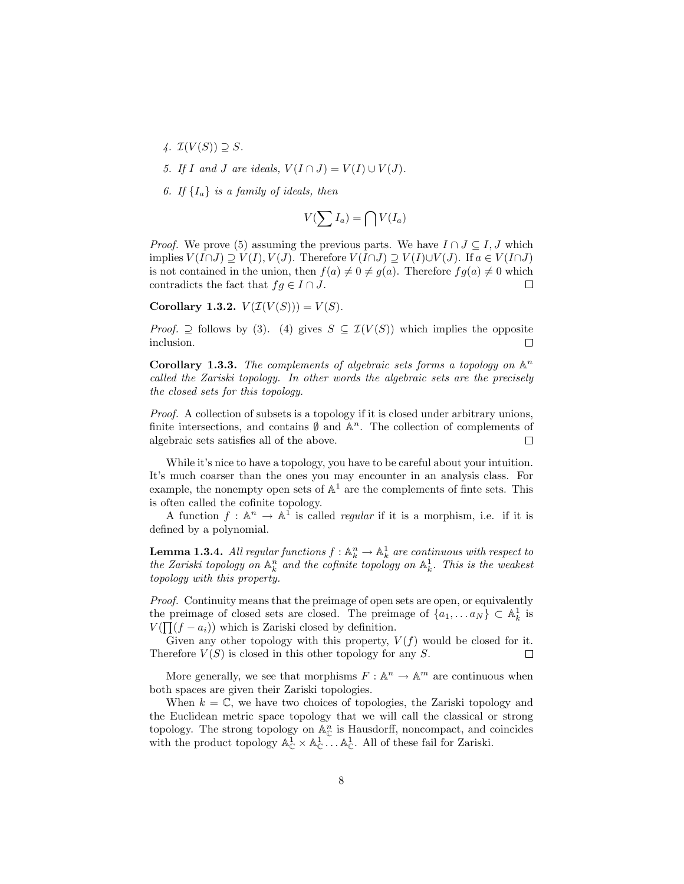4. $\mathcal{I}(V(S)) \supseteq S$.

5. *If $I$ and $J$ are ideals, $V(I \cap J) = V(I) \cup V(J)$.*

6. *If $\{I_a\}$ is a family of ideals, then*

$$V(\sum I_a) = \bigcap V(I_a)$$

*Proof.* We prove (5) assuming the previous parts. We have $I \cap J \subseteq I, J$ which implies $V(I \cap J) \supseteq V(I), V(J)$. Therefore $V(I \cap J) \supseteq V(I) \cup V(J)$. If $a \in V(I \cap J)$ is not contained in the union, then $f(a) \neq 0 \neq g(a)$. Therefore $fg(a) \neq 0$ which contradicts the fact that $fg \in I \cap J$. □

**Corollary 1.3.2.** $V(\mathcal{I}(V(S))) = V(S)$.

*Proof.* $\supseteq$ follows by (3). (4) gives $S \subseteq \mathcal{I}(V(S))$ which implies the opposite inclusion. □

**Corollary 1.3.3.** *The complements of algebraic sets forms a topology on $\mathbb{A}^n$ called the Zariski topology. In other words the algebraic sets are the precisely the closed sets for this topology.*

*Proof.* A collection of subsets is a topology if it is closed under arbitrary unions, finite intersections, and contains $\emptyset$ and $\mathbb{A}^n$. The collection of complements of algebraic sets satisfies all of the above. □

While it's nice to have a topology, you have to be careful about your intuition. It's much coarser than the ones you may encounter in an analysis class. For example, the nonempty open sets of $\mathbb{A}^1$ are the complements of finte sets. This is often called the cofinite topology.

A function $f : \mathbb{A}^n \to \mathbb{A}^1$ is called *regular* if it is a morphism, i.e. if it is defined by a polynomial.

**Lemma 1.3.4.** *All regular functions $f : \mathbb{A}^n_k \to \mathbb{A}^1_k$ are continuous with respect to the Zariski topology on $\mathbb{A}^n_k$ and the cofinite topology on $\mathbb{A}^1_k$. This is the weakest topology with this property.*

*Proof.* Continuity means that the preimage of open sets are open, or equivalently the preimage of closed sets are closed. The preimage of $\{a_1, \ldots a_N\} \subset \mathbb{A}^1_k$ is $V(\prod(f - a_i))$ which is Zariski closed by definition.

Given any other topology with this property, $V(f)$ would be closed for it. Therefore $V(S)$ is closed in this other topology for any $S$. □

More generally, we see that morphisms $F : \mathbb{A}^n \to \mathbb{A}^m$ are continuous when both spaces are given their Zariski topologies.

When $k = \mathbb{C}$, we have two choices of topologies, the Zariski topology and the Euclidean metric space topology that we will call the classical or strong topology. The strong topology on $\mathbb{A}^n_{\mathbb{C}}$ is Hausdorff, noncompact, and coincides with the product topology $\mathbb{A}^1_{\mathbb{C}} \times \mathbb{A}^1_{\mathbb{C}} \ldots \mathbb{A}^1_{\mathbb{C}}$. All of these fail for Zariski.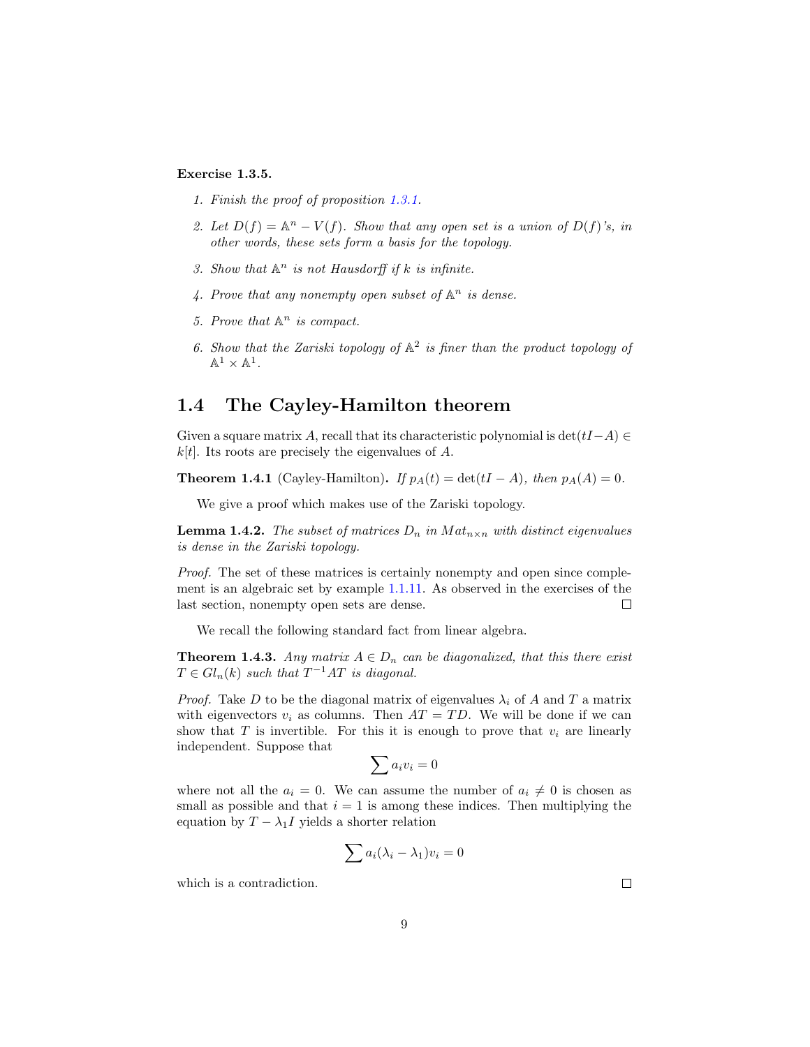**Exercise 1.3.5.**

1. *Finish the proof of proposition 1.3.1.*
2. *Let $D(f) = \mathbb{A}^n - V(f)$. Show that any open set is a union of $D(f)$'s, in other words, these sets form a basis for the topology.*
3. *Show that $\mathbb{A}^n$ is not Hausdorff if $k$ is infinite.*
4. *Prove that any nonempty open subset of $\mathbb{A}^n$ is dense.*
5. *Prove that $\mathbb{A}^n$ is compact.*
6. *Show that the Zariski topology of $\mathbb{A}^2$ is finer than the product topology of $\mathbb{A}^1 \times \mathbb{A}^1$.*

## 1.4 The Cayley-Hamilton theorem

Given a square matrix $A$, recall that its characteristic polynomial is $\det(tI - A) \in k[t]$. Its roots are precisely the eigenvalues of $A$.

**Theorem 1.4.1** (Cayley-Hamilton)**.** *If $p_A(t) = \det(tI - A)$, then $p_A(A) = 0$.*

We give a proof which makes use of the Zariski topology.

**Lemma 1.4.2.** *The subset of matrices $D_n$ in $Mat_{n \times n}$ with distinct eigenvalues is dense in the Zariski topology.*

*Proof.* The set of these matrices is certainly nonempty and open since complement is an algebraic set by example 1.1.11. As observed in the exercises of the last section, nonempty open sets are dense. □

We recall the following standard fact from linear algebra.

**Theorem 1.4.3.** *Any matrix $A \in D_n$ can be diagonalized, that this there exist $T \in Gl_n(k)$ such that $T^{-1}AT$ is diagonal.*

*Proof.* Take $D$ to be the diagonal matrix of eigenvalues $\lambda_i$ of $A$ and $T$ a matrix with eigenvectors $v_i$ as columns. Then $AT = TD$. We will be done if we can show that $T$ is invertible. For this it is enough to prove that $v_i$ are linearly independent. Suppose that

$$\sum a_i v_i = 0$$

where not all the $a_i = 0$. We can assume the number of $a_i \neq 0$ is chosen as small as possible and that $i = 1$ is among these indices. Then multiplying the equation by $T - \lambda_1 I$ yields a shorter relation

$$\sum a_i (\lambda_i - \lambda_1) v_i = 0$$

which is a contradiction. □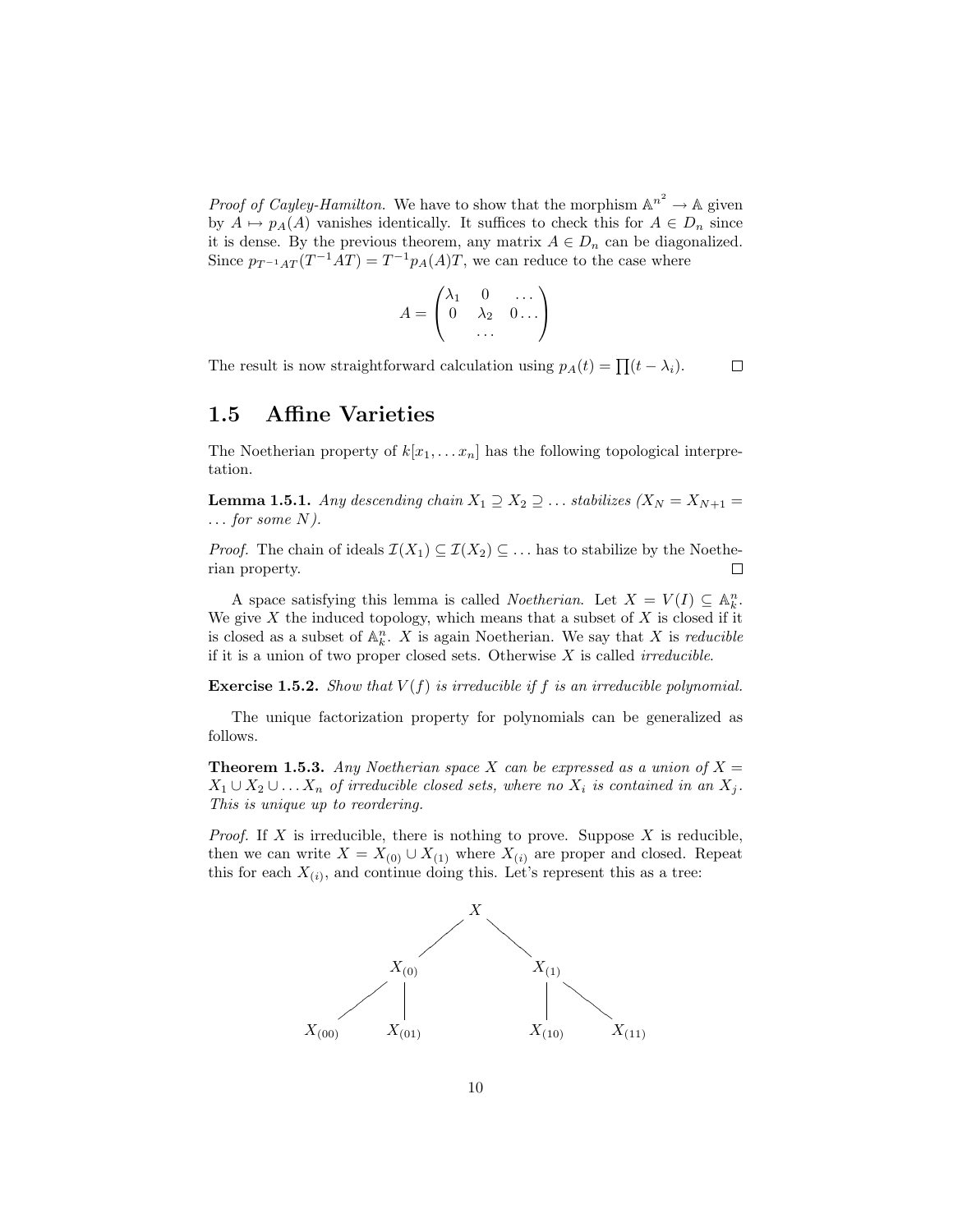*Proof of Cayley-Hamilton.* We have to show that the morphism $\mathbb{A}^{n^2} \to \mathbb{A}$ given by $A \mapsto p_A(A)$ vanishes identically. It suffices to check this for $A \in D_n$ since it is dense. By the previous theorem, any matrix $A \in D_n$ can be diagonalized. Since $p_{T^{-1}AT}(T^{-1}AT) = T^{-1}p_A(A)T$, we can reduce to the case where

$$A = \begin{pmatrix} \lambda_1 & 0 & \dots \\ 0 & \lambda_2 & 0\dots \\ & \dots & \end{pmatrix}$$

The result is now straightforward calculation using $p_A(t) = \prod(t - \lambda_i)$. $\square$

## 1.5 Affine Varieties

The Noetherian property of $k[x_1, \dots x_n]$ has the following topological interpretation.

**Lemma 1.5.1.** *Any descending chain $X_1 \supseteq X_2 \supseteq \dots$ stabilizes ($X_N = X_{N+1} = \dots$ for some $N$).*

*Proof.* The chain of ideals $\mathcal{I}(X_1) \subseteq \mathcal{I}(X_2) \subseteq \dots$ has to stabilize by the Noetherian property. $\square$

A space satisfying this lemma is called *Noetherian*. Let $X = V(I) \subseteq \mathbb{A}^n_k$. We give $X$ the induced topology, which means that a subset of $X$ is closed if it is closed as a subset of $\mathbb{A}^n_k$. $X$ is again Noetherian. We say that $X$ is *reducible* if it is a union of two proper closed sets. Otherwise $X$ is called *irreducible*.

**Exercise 1.5.2.** *Show that $V(f)$ is irreducible if $f$ is an irreducible polynomial.*

The unique factorization property for polynomials can be generalized as follows.

**Theorem 1.5.3.** *Any Noetherian space $X$ can be expressed as a union of $X = X_1 \cup X_2 \cup \dots X_n$ of irreducible closed sets, where no $X_i$ is contained in an $X_j$. This is unique up to reordering.*

*Proof.* If $X$ is irreducible, there is nothing to prove. Suppose $X$ is reducible, then we can write $X = X_{(0)} \cup X_{(1)}$ where $X_{(i)}$ are proper and closed. Repeat this for each $X_{(i)}$, and continue doing this. Let's represent this as a tree:

```
                  X
               /     \
          X(0)         X(1)
         /    |        |    \
    X(00)   X(01)    X(10)   X(11)
```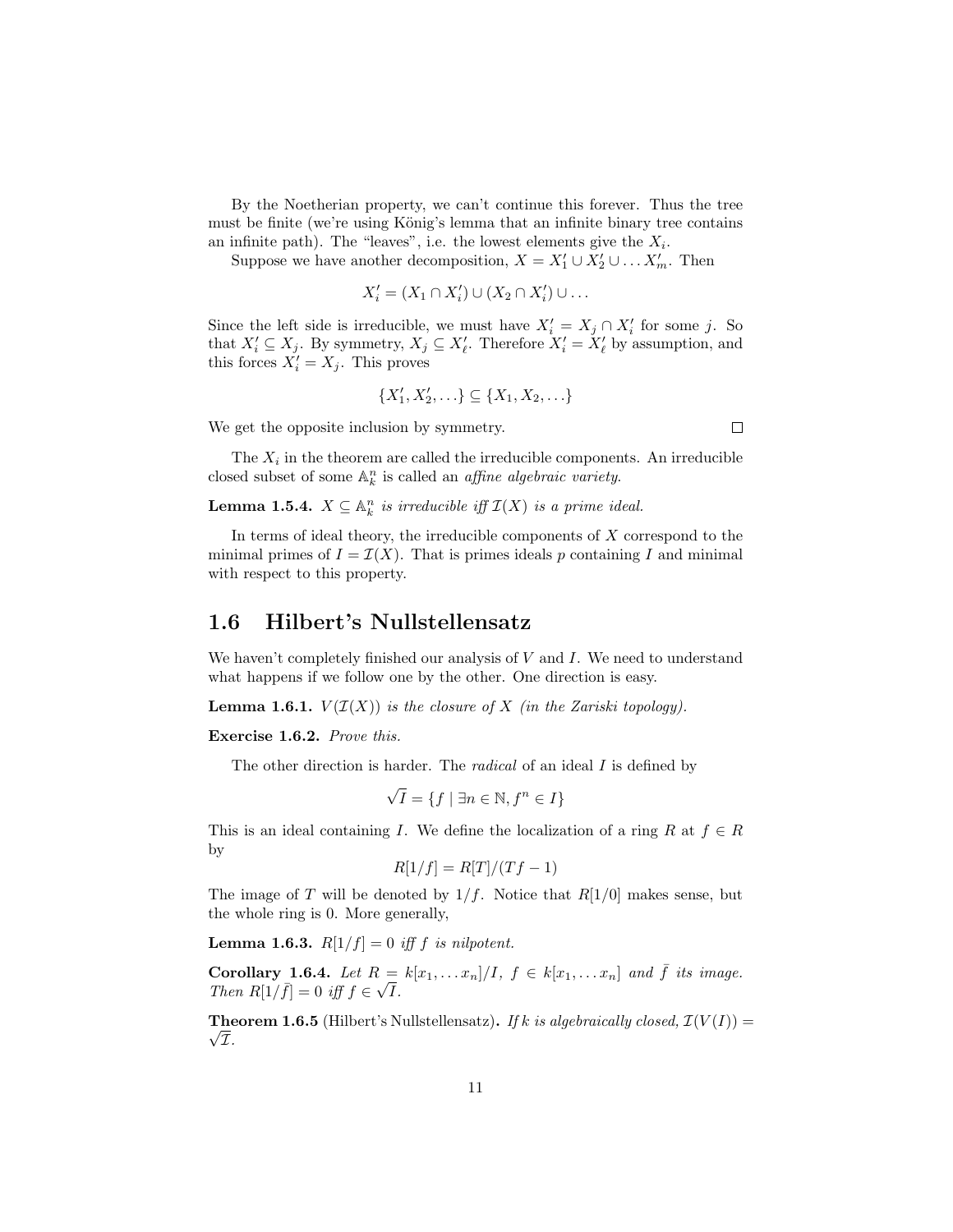By the Noetherian property, we can't continue this forever. Thus the tree must be finite (we're using König's lemma that an infinite binary tree contains an infinite path). The "leaves", i.e. the lowest elements give the $X_i$.

Suppose we have another decomposition, $X = X_1' \cup X_2' \cup \ldots X_m'$. Then

$$X_i' = (X_1 \cap X_i') \cup (X_2 \cap X_i') \cup \ldots$$

Since the left side is irreducible, we must have $X_i' = X_j \cap X_i'$ for some $j$. So that $X_i' \subseteq X_j$. By symmetry, $X_j \subseteq X_\ell'$. Therefore $X_i' = X_\ell'$ by assumption, and this forces $X_i' = X_j$. This proves

$$\{X_1', X_2', \ldots\} \subseteq \{X_1, X_2, \ldots\}$$

We get the opposite inclusion by symmetry. □

The $X_i$ in the theorem are called the irreducible components. An irreducible closed subset of some $\mathbb{A}_k^n$ is called an *affine algebraic variety*.

**Lemma 1.5.4.** *$X \subseteq \mathbb{A}_k^n$ is irreducible iff $\mathcal{I}(X)$ is a prime ideal.*

In terms of ideal theory, the irreducible components of $X$ correspond to the minimal primes of $I = \mathcal{I}(X)$. That is primes ideals $p$ containing $I$ and minimal with respect to this property.

## 1.6 Hilbert's Nullstellensatz

We haven't completely finished our analysis of $V$ and $I$. We need to understand what happens if we follow one by the other. One direction is easy.

**Lemma 1.6.1.** *$V(\mathcal{I}(X))$ is the closure of $X$ (in the Zariski topology).*

**Exercise 1.6.2.** *Prove this.*

The other direction is harder. The *radical* of an ideal $I$ is defined by

$$\sqrt{I} = \{f \mid \exists n \in \mathbb{N}, f^n \in I\}$$

This is an ideal containing $I$. We define the localization of a ring $R$ at $f \in R$ by

$$R[1/f] = R[T]/(Tf - 1)$$

The image of $T$ will be denoted by $1/f$. Notice that $R[1/0]$ makes sense, but the whole ring is 0. More generally,

**Lemma 1.6.3.** *$R[1/f] = 0$ iff $f$ is nilpotent.*

**Corollary 1.6.4.** *Let $R = k[x_1, \ldots x_n]/I$, $f \in k[x_1, \ldots x_n]$ and $\bar{f}$ its image. Then $R[1/\bar{f}] = 0$ iff $f \in \sqrt{I}$.*

**Theorem 1.6.5** (Hilbert's Nullstellensatz)**.** *If $k$ is algebraically closed, $\mathcal{I}(V(I)) = \sqrt{\mathcal{I}}$.*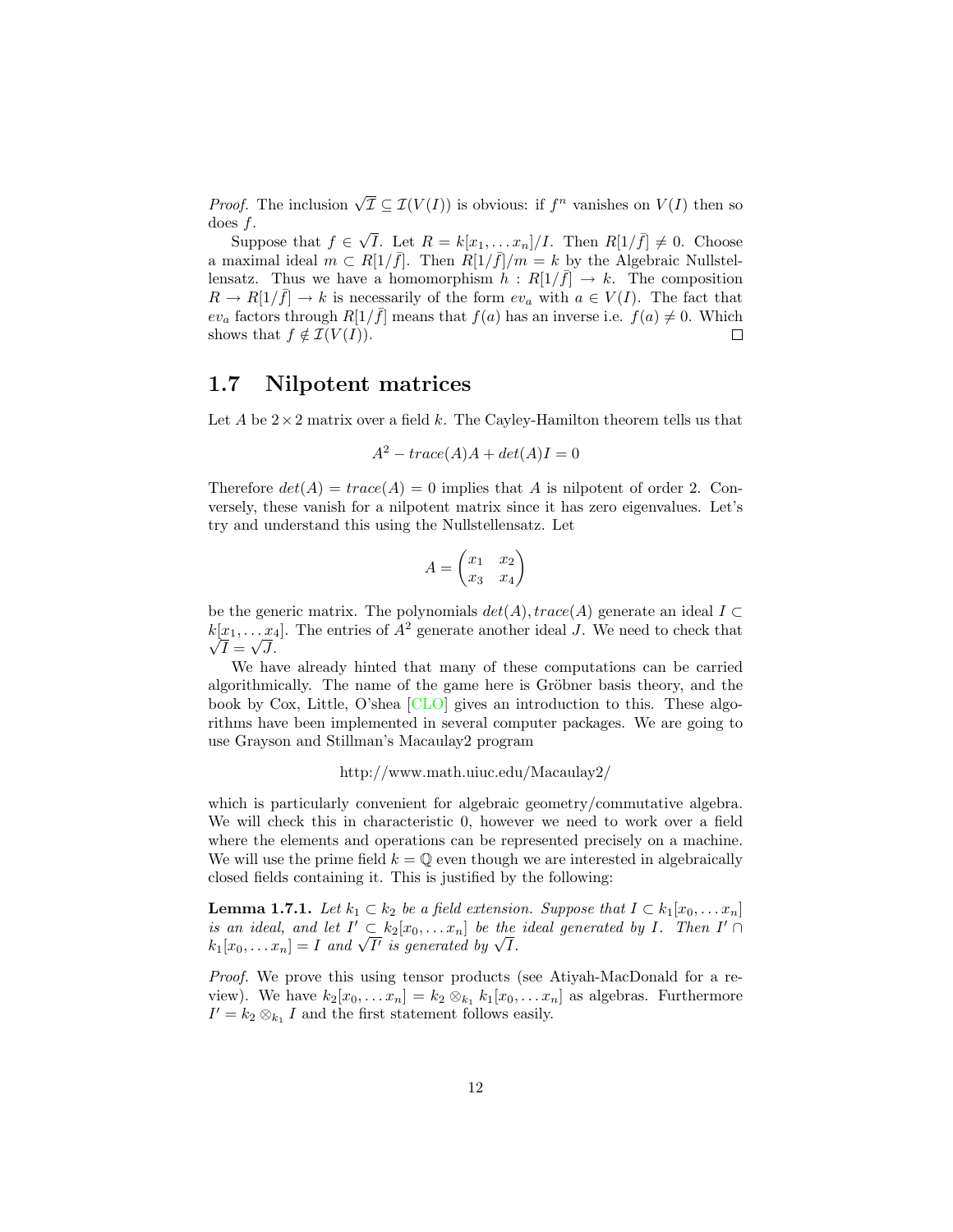*Proof.* The inclusion $\sqrt{I} \subseteq \mathcal{I}(V(I))$ is obvious: if $f^n$ vanishes on $V(I)$ then so does $f$.

Suppose that $f \in \sqrt{I}$. Let $R = k[x_1, \dots x_n]/I$. Then $R[1/\bar{f}] \neq 0$. Choose a maximal ideal $m \subset R[1/\bar{f}]$. Then $R[1/\bar{f}]/m = k$ by the Algebraic Nullstellensatz. Thus we have a homomorphism $h : R[1/\bar{f}] \to k$. The composition $R \to R[1/\bar{f}] \to k$ is necessarily of the form $ev_a$ with $a \in V(I)$. The fact that $ev_a$ factors through $R[1/\bar{f}]$ means that $f(a)$ has an inverse i.e. $f(a) \neq 0$. Which shows that $f \notin \mathcal{I}(V(I))$. □

## 1.7 Nilpotent matrices

Let $A$ be $2 \times 2$ matrix over a field $k$. The Cayley-Hamilton theorem tells us that

$$A^2 - trace(A)A + det(A)I = 0$$

Therefore $det(A) = trace(A) = 0$ implies that $A$ is nilpotent of order 2. Conversely, these vanish for a nilpotent matrix since it has zero eigenvalues. Let's try and understand this using the Nullstellensatz. Let

$$A = \begin{pmatrix} x_1 & x_2 \\ x_3 & x_4 \end{pmatrix}$$

be the generic matrix. The polynomials $det(A), trace(A)$ generate an ideal $I \subset k[x_1, \dots x_4]$. The entries of $A^2$ generate another ideal $J$. We need to check that $\sqrt{I} = \sqrt{J}$.

We have already hinted that many of these computations can be carried algorithmically. The name of the game here is Gröbner basis theory, and the book by Cox, Little, O'shea [CLO] gives an introduction to this. These algorithms have been implemented in several computer packages. We are going to use Grayson and Stillman's Macaulay2 program

http://www.math.uiuc.edu/Macaulay2/

which is particularly convenient for algebraic geometry/commutative algebra. We will check this in characteristic 0, however we need to work over a field where the elements and operations can be represented precisely on a machine. We will use the prime field $k = \mathbb{Q}$ even though we are interested in algebraically closed fields containing it. This is justified by the following:

**Lemma 1.7.1.** *Let $k_1 \subset k_2$ be a field extension. Suppose that $I \subset k_1[x_0, \dots x_n]$ is an ideal, and let $I' \subset k_2[x_0, \dots x_n]$ be the ideal generated by $I$. Then $I' \cap k_1[x_0, \dots x_n] = I$ and $\sqrt{I'}$ is generated by $\sqrt{I}$.*

*Proof.* We prove this using tensor products (see Atiyah-MacDonald for a review). We have $k_2[x_0, \dots x_n] = k_2 \otimes_{k_1} k_1[x_0, \dots x_n]$ as algebras. Furthermore $I' = k_2 \otimes_{k_1} I$ and the first statement follows easily.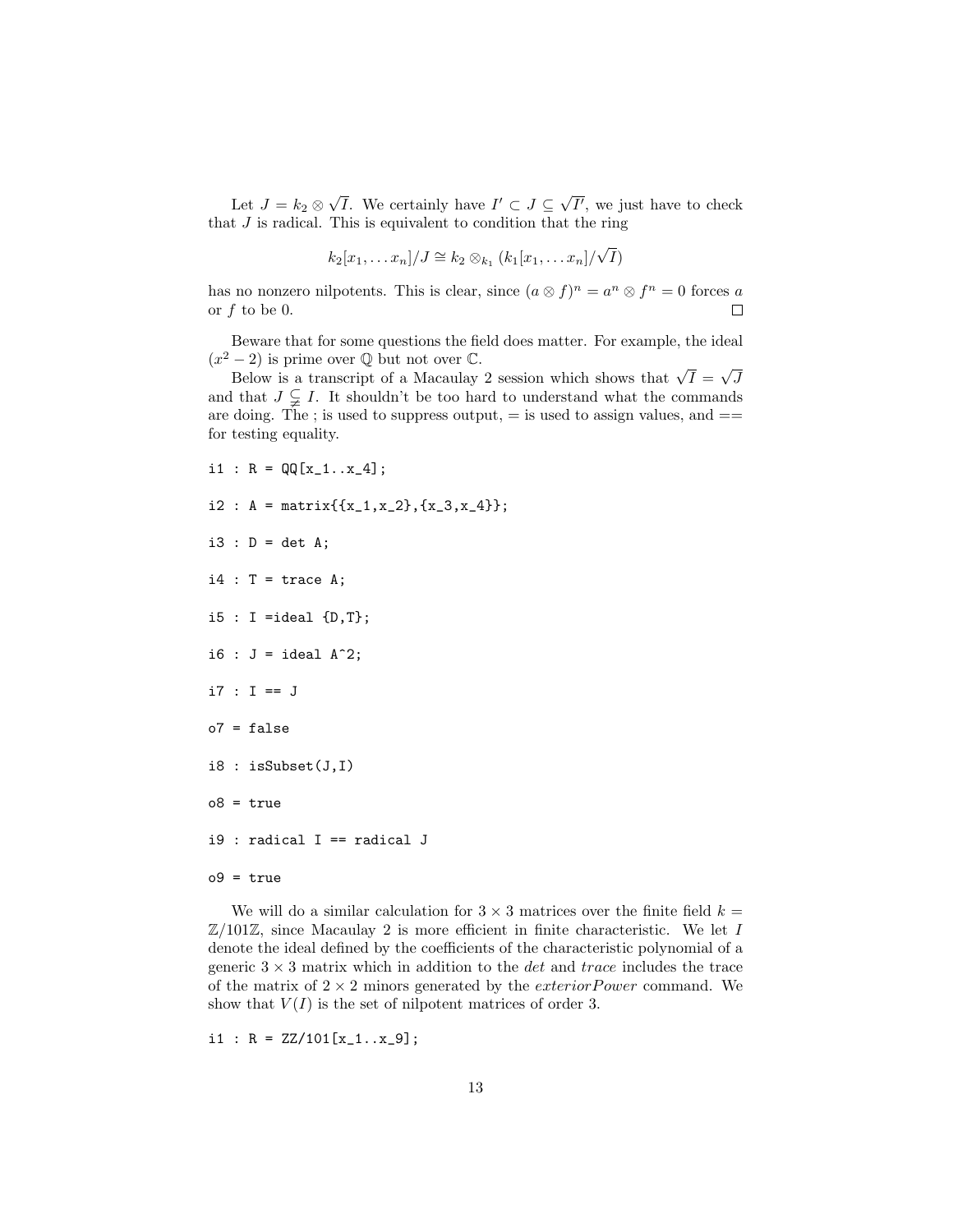Let $J = k_2 \otimes \sqrt{I}$. We certainly have $I' \subset J \subseteq \sqrt{I'}$, we just have to check that $J$ is radical. This is equivalent to condition that the ring

$$k_2[x_1, \ldots x_n]/J \cong k_2 \otimes_{k_1} (k_1[x_1, \ldots x_n]/\sqrt{I})$$

has no nonzero nilpotents. This is clear, since $(a \otimes f)^n = a^n \otimes f^n = 0$ forces $a$ or $f$ to be 0. $\square$

Beware that for some questions the field does matter. For example, the ideal $(x^2 - 2)$ is prime over $\mathbb{Q}$ but not over $\mathbb{C}$.

Below is a transcript of a Macaulay 2 session which shows that $\sqrt{I} = \sqrt{J}$ and that $J \subsetneqq I$. It shouldn't be too hard to understand what the commands are doing. The ; is used to suppress output, = is used to assign values, and == for testing equality.

```
i1 : R = QQ[x_1..x_4];

i2 : A = matrix{{x_1,x_2},{x_3,x_4}};

i3 : D = det A;

i4 : T = trace A;

i5 : I =ideal {D,T};

i6 : J = ideal A^2;

i7 : I == J

o7 = false

i8 : isSubset(J,I)

o8 = true

i9 : radical I == radical J

o9 = true
```

We will do a similar calculation for $3 \times 3$ matrices over the finite field $k = \mathbb{Z}/101\mathbb{Z}$, since Macaulay 2 is more efficient in finite characteristic. We let $I$ denote the ideal defined by the coefficients of the characteristic polynomial of a generic $3 \times 3$ matrix which in addition to the *det* and *trace* includes the trace of the matrix of $2 \times 2$ minors generated by the *exteriorPower* command. We show that $V(I)$ is the set of nilpotent matrices of order 3.

```
i1 : R = ZZ/101[x_1..x_9];
```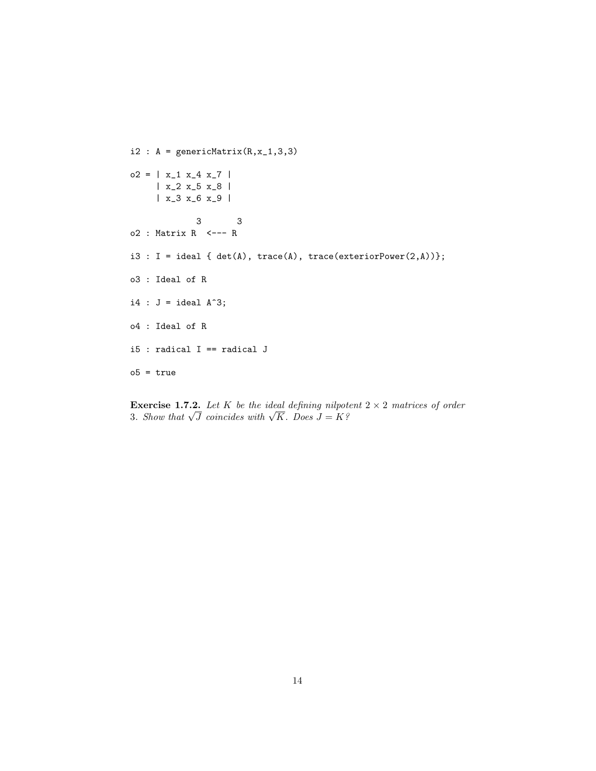```
i2 : A = genericMatrix(R,x_1,3,3)

o2 = | x_1 x_4 x_7 |
     | x_2 x_5 x_8 |
     | x_3 x_6 x_9 |

             3       3
o2 : Matrix R  <--- R

i3 : I = ideal { det(A), trace(A), trace(exteriorPower(2,A))};

o3 : Ideal of R

i4 : J = ideal A^3;

o4 : Ideal of R

i5 : radical I == radical J

o5 = true
```

**Exercise 1.7.2.** *Let $K$ be the ideal defining nilpotent $2 \times 2$ matrices of order 3. Show that $\sqrt{J}$ coincides with $\sqrt{K}$. Does $J = K$?*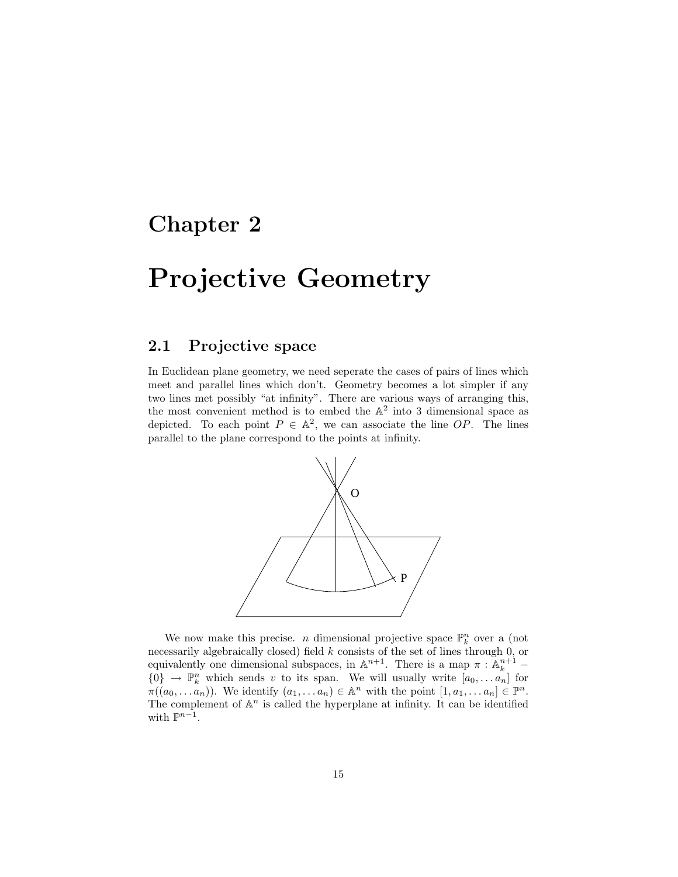# Chapter 2

# Projective Geometry

## 2.1 Projective space

In Euclidean plane geometry, we need seperate the cases of pairs of lines which meet and parallel lines which don't. Geometry becomes a lot simpler if any two lines met possibly "at infinity". There are various ways of arranging this, the most convenient method is to embed the $\mathbb{A}^2$ into 3 dimensional space as depicted. To each point $P \in \mathbb{A}^2$, we can associate the line $OP$. The lines parallel to the plane correspond to the points at infinity.

We now make this precise. $n$ dimensional projective space $\mathbb{P}^n_k$ over a (not necessarily algebraically closed) field $k$ consists of the set of lines through 0, or equivalently one dimensional subspaces, in $\mathbb{A}^{n+1}$. There is a map $\pi : \mathbb{A}^{n+1}_k - \{0\} \to \mathbb{P}^n_k$ which sends $v$ to its span. We will usually write $[a_0, \dots a_n]$ for $\pi((a_0, \dots a_n))$. We identify $(a_1, \dots a_n) \in \mathbb{A}^n$ with the point $[1, a_1, \dots a_n] \in \mathbb{P}^n$. The complement of $\mathbb{A}^n$ is called the hyperplane at infinity. It can be identified with $\mathbb{P}^{n-1}$.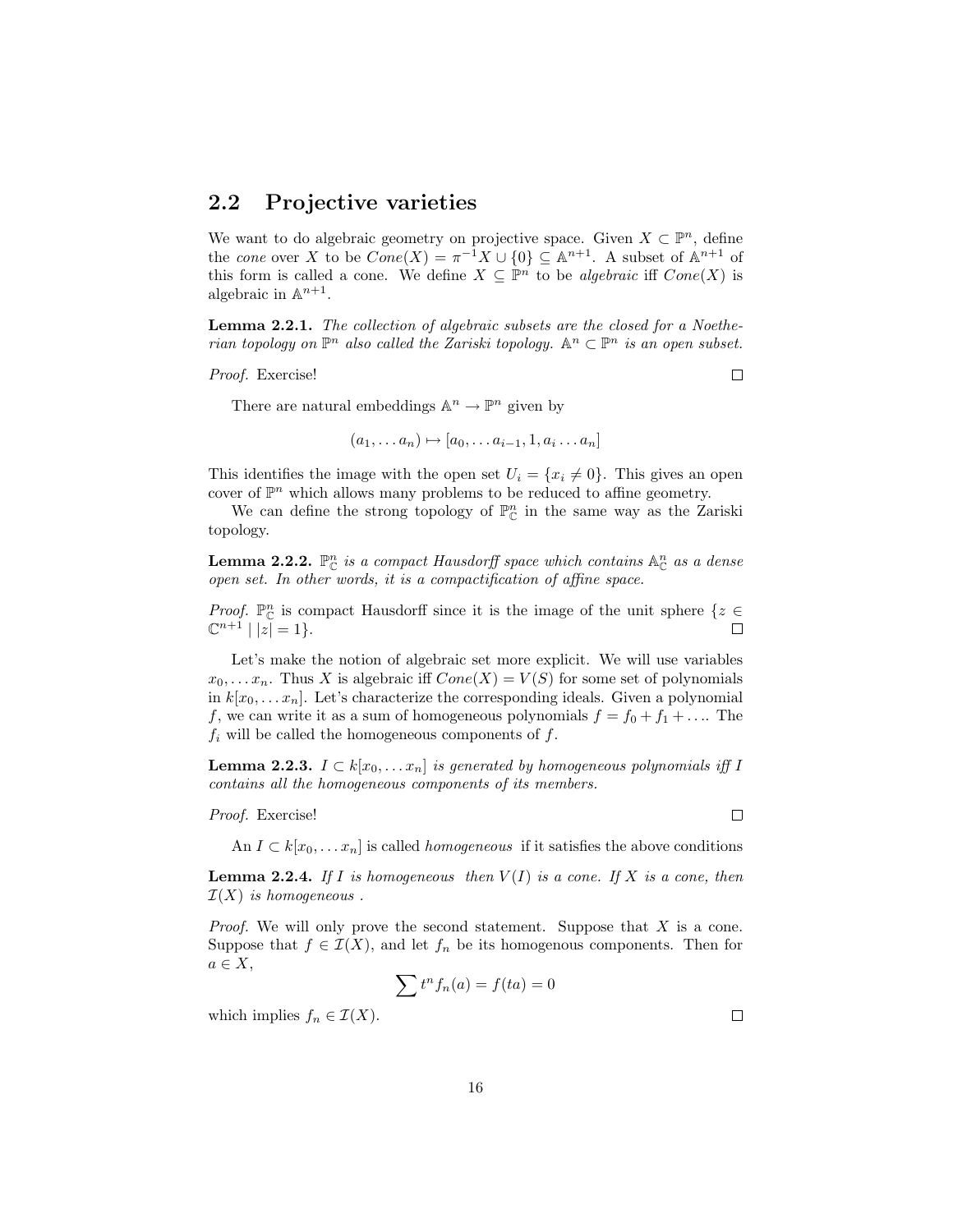## 2.2 Projective varieties

We want to do algebraic geometry on projective space. Given $X \subset \mathbb{P}^n$, define the *cone* over $X$ to be $Cone(X) = \pi^{-1}X \cup \{0\} \subseteq \mathbb{A}^{n+1}$. A subset of $\mathbb{A}^{n+1}$ of this form is called a cone. We define $X \subseteq \mathbb{P}^n$ to be *algebraic* iff $Cone(X)$ is algebraic in $\mathbb{A}^{n+1}$.

**Lemma 2.2.1.** *The collection of algebraic subsets are the closed for a Noetherian topology on $\mathbb{P}^n$ also called the Zariski topology. $\mathbb{A}^n \subset \mathbb{P}^n$ is an open subset.*

*Proof.* Exercise! □

There are natural embeddings $\mathbb{A}^n \to \mathbb{P}^n$ given by

$$(a_1, \dots a_n) \mapsto [a_0, \dots a_{i-1}, 1, a_i \dots a_n]$$

This identifies the image with the open set $U_i = \{x_i \neq 0\}$. This gives an open cover of $\mathbb{P}^n$ which allows many problems to be reduced to affine geometry.

We can define the strong topology of $\mathbb{P}^n_{\mathbb{C}}$ in the same way as the Zariski topology.

**Lemma 2.2.2.** *$\mathbb{P}^n_{\mathbb{C}}$ is a compact Hausdorff space which contains $\mathbb{A}^n_{\mathbb{C}}$ as a dense open set. In other words, it is a compactification of affine space.*

*Proof.* $\mathbb{P}^n_{\mathbb{C}}$ is compact Hausdorff since it is the image of the unit sphere $\{z \in \mathbb{C}^{n+1} \mid |z| = 1\}$. □

Let's make the notion of algebraic set more explicit. We will use variables $x_0, \dots x_n$. Thus $X$ is algebraic iff $Cone(X) = V(S)$ for some set of polynomials in $k[x_0, \dots x_n]$. Let's characterize the corresponding ideals. Given a polynomial $f$, we can write it as a sum of homogeneous polynomials $f = f_0 + f_1 + \dots$. The $f_i$ will be called the homogeneous components of $f$.

**Lemma 2.2.3.** *$I \subset k[x_0, \dots x_n]$ is generated by homogeneous polynomials iff $I$ contains all the homogeneous components of its members.*

*Proof.* Exercise! □

An $I \subset k[x_0, \dots x_n]$ is called *homogeneous* if it satisfies the above conditions

**Lemma 2.2.4.** *If $I$ is homogeneous then $V(I)$ is a cone. If $X$ is a cone, then $\mathcal{I}(X)$ is homogeneous .*

*Proof.* We will only prove the second statement. Suppose that $X$ is a cone. Suppose that $f \in \mathcal{I}(X)$, and let $f_n$ be its homogenous components. Then for $a \in X$,

$$\sum t^n f_n(a) = f(ta) = 0$$

which implies $f_n \in \mathcal{I}(X)$. □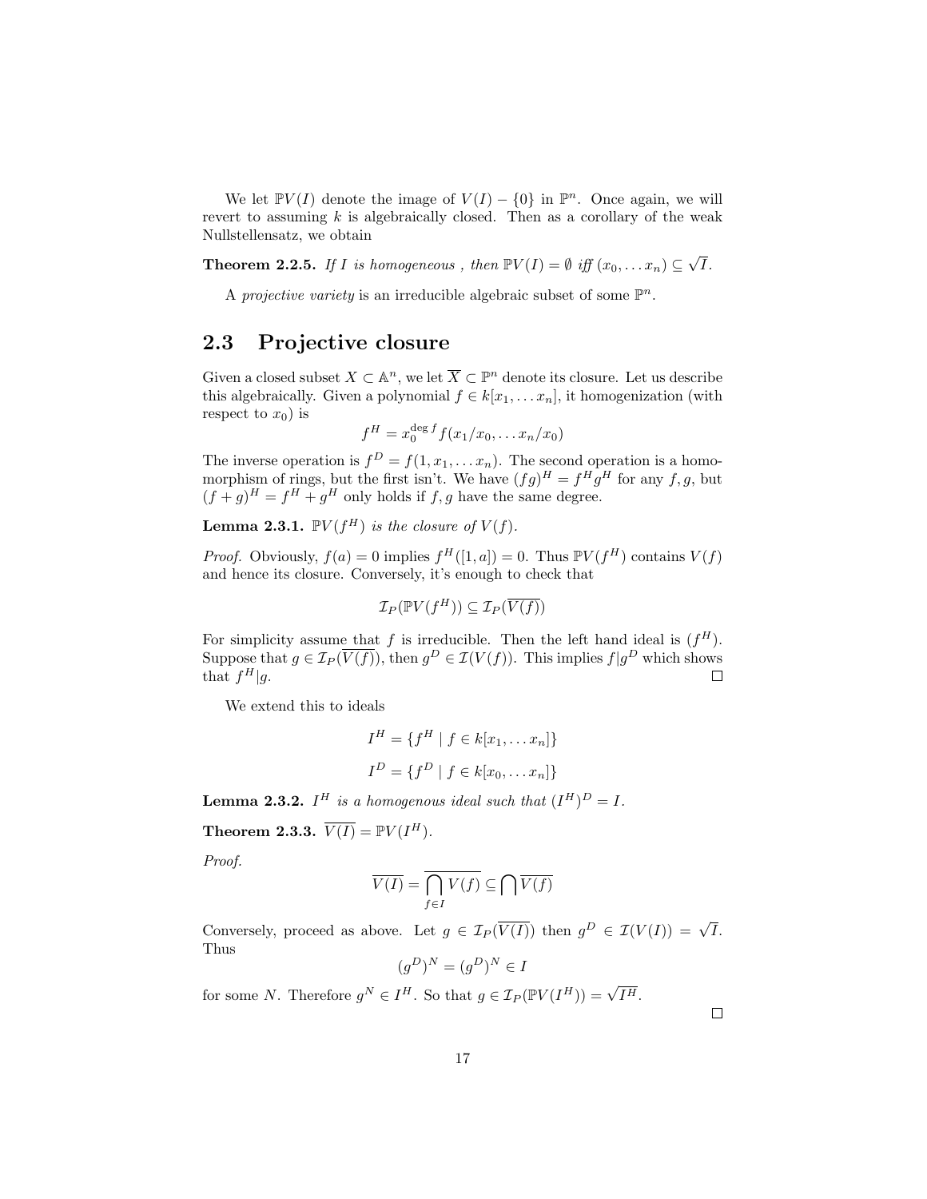We let $\mathbb{P}V(I)$ denote the image of $V(I) - \{0\}$ in $\mathbb{P}^n$. Once again, we will revert to assuming $k$ is algebraically closed. Then as a corollary of the weak Nullstellensatz, we obtain

**Theorem 2.2.5.** *If $I$ is homogeneous , then $\mathbb{P}V(I) = \emptyset$ iff $(x_0, \dots x_n) \subseteq \sqrt{I}$.*

A *projective variety* is an irreducible algebraic subset of some $\mathbb{P}^n$.

## 2.3 Projective closure

Given a closed subset $X \subset \mathbb{A}^n$, we let $\overline{X} \subset \mathbb{P}^n$ denote its closure. Let us describe this algebraically. Given a polynomial $f \in k[x_1, \dots x_n]$, it homogenization (with respect to $x_0$) is

$$f^H = x_0^{\deg f} f(x_1/x_0, \dots x_n/x_0)$$

The inverse operation is $f^D = f(1, x_1, \dots x_n)$. The second operation is a homomorphism of rings, but the first isn't. We have $(fg)^H = f^H g^H$ for any $f, g$, but $(f+g)^H = f^H + g^H$ only holds if $f, g$ have the same degree.

**Lemma 2.3.1.** *$\mathbb{P}V(f^H)$ is the closure of $V(f)$.*

*Proof.* Obviously, $f(a) = 0$ implies $f^H([1, a]) = 0$. Thus $\mathbb{P}V(f^H)$ contains $V(f)$ and hence its closure. Conversely, it's enough to check that

$$\mathcal{I}_P(\mathbb{P}V(f^H)) \subseteq \mathcal{I}_P(\overline{V(f)})$$

For simplicity assume that $f$ is irreducible. Then the left hand ideal is $(f^H)$. Suppose that $g \in \mathcal{I}_P(\overline{V(f)})$, then $g^D \in \mathcal{I}(V(f))$. This implies $f | g^D$ which shows that $f^H | g$. $\square$

We extend this to ideals

$$I^H = \{f^H \mid f \in k[x_1, \dots x_n]\}$$

$$I^D = \{f^D \mid f \in k[x_0, \dots x_n]\}$$

**Lemma 2.3.2.** *$I^H$ is a homogenous ideal such that $(I^H)^D = I$.*

**Theorem 2.3.3.** *$\overline{V(I)} = \mathbb{P}V(I^H)$.*

*Proof.*

$$\overline{V(I)} = \overline{\bigcap_{f \in I} V(f)} \subseteq \bigcap \overline{V(f)}$$

Conversely, proceed as above. Let $g \in \mathcal{I}_P(\overline{V(I)})$ then $g^D \in \mathcal{I}(V(I)) = \sqrt{I}$. Thus

$$(g^D)^N = (g^D)^N \in I$$

for some $N$. Therefore $g^N \in I^H$. So that $g \in \mathcal{I}_P(\mathbb{P}V(I^H)) = \sqrt{I^H}$.

$\square$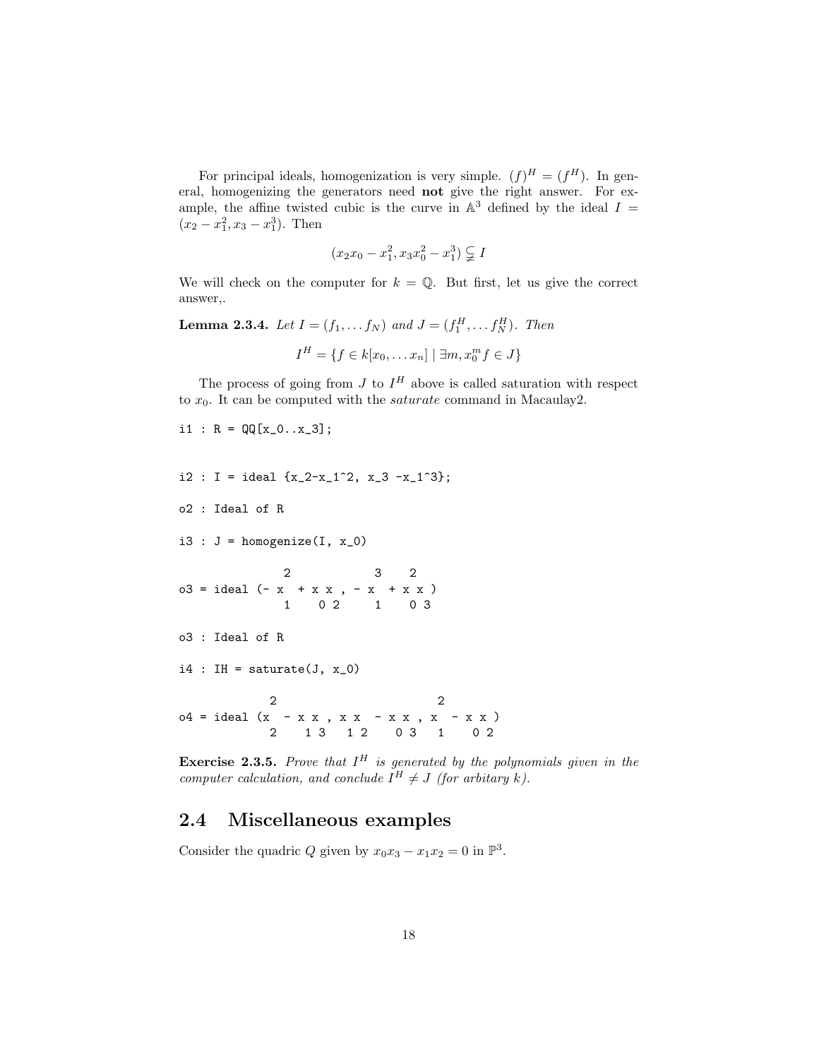For principal ideals, homogenization is very simple. $(f)^H = (f^H)$. In general, homogenizing the generators need **not** give the right answer. For example, the affine twisted cubic is the curve in $\mathbb{A}^3$ defined by the ideal $I = (x_2 - x_1^2, x_3 - x_1^3)$. Then

$$(x_2 x_0 - x_1^2, x_3 x_0^2 - x_1^3) \subsetneqq I$$

We will check on the computer for $k = \mathbb{Q}$. But first, let us give the correct answer,.

**Lemma 2.3.4.** *Let $I = (f_1, \ldots f_N)$ and $J = (f_1^H, \ldots f_N^H)$. Then*

$$I^H = \{f \in k[x_0, \ldots x_n] \mid \exists m, x_0^m f \in J\}$$

The process of going from $J$ to $I^H$ above is called saturation with respect to $x_0$. It can be computed with the *saturate* command in Macaulay2.

```
i1 : R = QQ[x_0..x_3];


i2 : I = ideal {x_2-x_1^2, x_3 -x_1^3};

o2 : Ideal of R

i3 : J = homogenize(I, x_0)

              2            3    2
o3 = ideal (- x  + x x , - x  + x x )
              1    0 2     1    0 3

o3 : Ideal of R

i4 : IH = saturate(J, x_0)

            2                        2
o4 = ideal (x  - x x , x x  - x x , x  - x x )
            2    1 3   1 2    0 3   1    0 2
```

**Exercise 2.3.5.** *Prove that $I^H$ is generated by the polynomials given in the computer calculation, and conclude $I^H \neq J$ (for arbitary $k$).*

## 2.4 Miscellaneous examples

Consider the quadric $Q$ given by $x_0 x_3 - x_1 x_2 = 0$ in $\mathbb{P}^3$.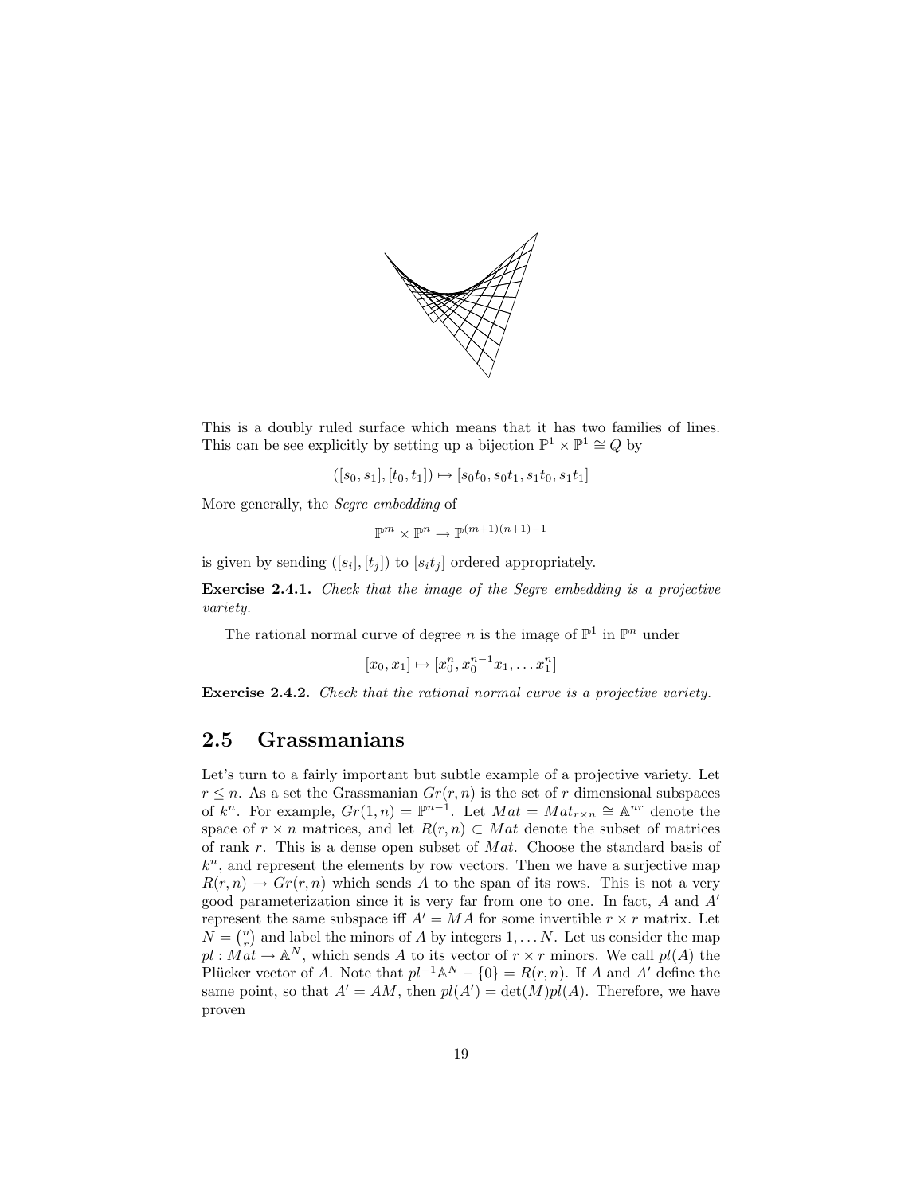This is a doubly ruled surface which means that it has two families of lines. This can be see explicitly by setting up a bijection $\mathbb{P}^1 \times \mathbb{P}^1 \cong Q$ by

$$([s_0, s_1], [t_0, t_1]) \mapsto [s_0t_0, s_0t_1, s_1t_0, s_1t_1]$$

More generally, the *Segre embedding* of

$$\mathbb{P}^m \times \mathbb{P}^n \to \mathbb{P}^{(m+1)(n+1)-1}$$

is given by sending $([s_i], [t_j])$ to $[s_it_j]$ ordered appropriately.

**Exercise 2.4.1.** *Check that the image of the Segre embedding is a projective variety.*

The rational normal curve of degree $n$ is the image of $\mathbb{P}^1$ in $\mathbb{P}^n$ under

$$[x_0, x_1] \mapsto [x_0^n, x_0^{n-1}x_1, \dots x_1^n]$$

**Exercise 2.4.2.** *Check that the rational normal curve is a projective variety.*

## 2.5 Grassmanians

Let's turn to a fairly important but subtle example of a projective variety. Let $r \leq n$. As a set the Grassmanian $Gr(r, n)$ is the set of $r$ dimensional subspaces of $k^n$. For example, $Gr(1, n) = \mathbb{P}^{n-1}$. Let $Mat = Mat_{r\times n} \cong \mathbb{A}^{nr}$ denote the space of $r \times n$ matrices, and let $R(r, n) \subset Mat$ denote the subset of matrices of rank $r$. This is a dense open subset of $Mat$. Choose the standard basis of $k^n$, and represent the elements by row vectors. Then we have a surjective map $R(r, n) \to Gr(r, n)$ which sends $A$ to the span of its rows. This is not a very good parameterization since it is very far from one to one. In fact, $A$ and $A'$ represent the same subspace iff $A' = MA$ for some invertible $r \times r$ matrix. Let $N = \binom{n}{r}$ and label the minors of $A$ by integers $1, \dots N$. Let us consider the map $pl : Mat \to \mathbb{A}^N$, which sends $A$ to its vector of $r \times r$ minors. We call $pl(A)$ the Plücker vector of $A$. Note that $pl^{-1}\mathbb{A}^N - \{0\} = R(r, n)$. If $A$ and $A'$ define the same point, so that $A' = AM$, then $pl(A') = \det(M)pl(A)$. Therefore, we have proven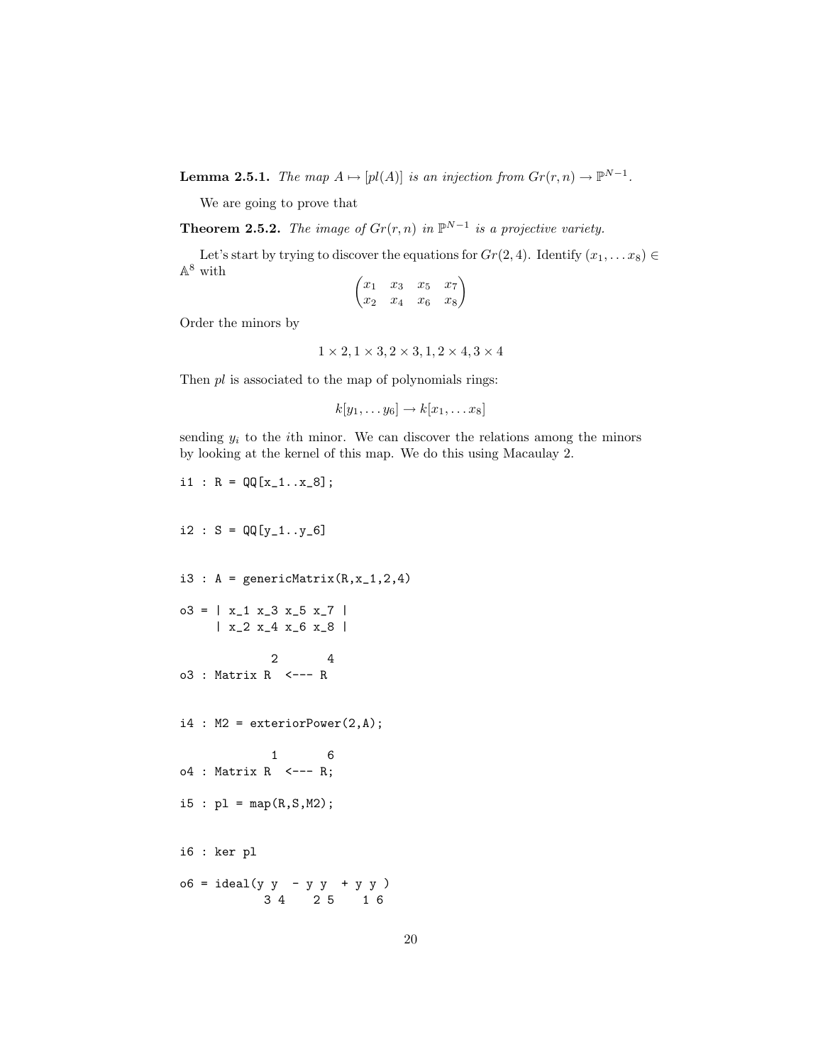**Lemma 2.5.1.** *The map $A \mapsto [pl(A)]$ is an injection from $Gr(r,n) \to \mathbb{P}^{N-1}$.*

We are going to prove that

**Theorem 2.5.2.** *The image of $Gr(r,n)$ in $\mathbb{P}^{N-1}$ is a projective variety.*

Let's start by trying to discover the equations for $Gr(2,4)$. Identify $(x_1, \dots x_8) \in \mathbb{A}^8$ with

$$\begin{pmatrix} x_1 & x_3 & x_5 & x_7 \\ x_2 & x_4 & x_6 & x_8 \end{pmatrix}$$

Order the minors by

$$1 \times 2, 1 \times 3, 2 \times 3, 1, 2 \times 4, 3 \times 4$$

Then $pl$ is associated to the map of polynomials rings:

$$k[y_1, \dots y_6] \to k[x_1, \dots x_8]$$

sending $y_i$ to the $i$th minor. We can discover the relations among the minors by looking at the kernel of this map. We do this using Macaulay 2.

```
i1 : R = QQ[x_1..x_8];


i2 : S = QQ[y_1..y_6]


i3 : A = genericMatrix(R,x_1,2,4)

o3 = | x_1 x_3 x_5 x_7 |
     | x_2 x_4 x_6 x_8 |

             2       4
o3 : Matrix R  <--- R


i4 : M2 = exteriorPower(2,A);

             1       6
o4 : Matrix R  <--- R;

i5 : pl = map(R,S,M2);


i6 : ker pl

o6 = ideal(y y  - y y  + y y )
            3 4    2 5    1 6
```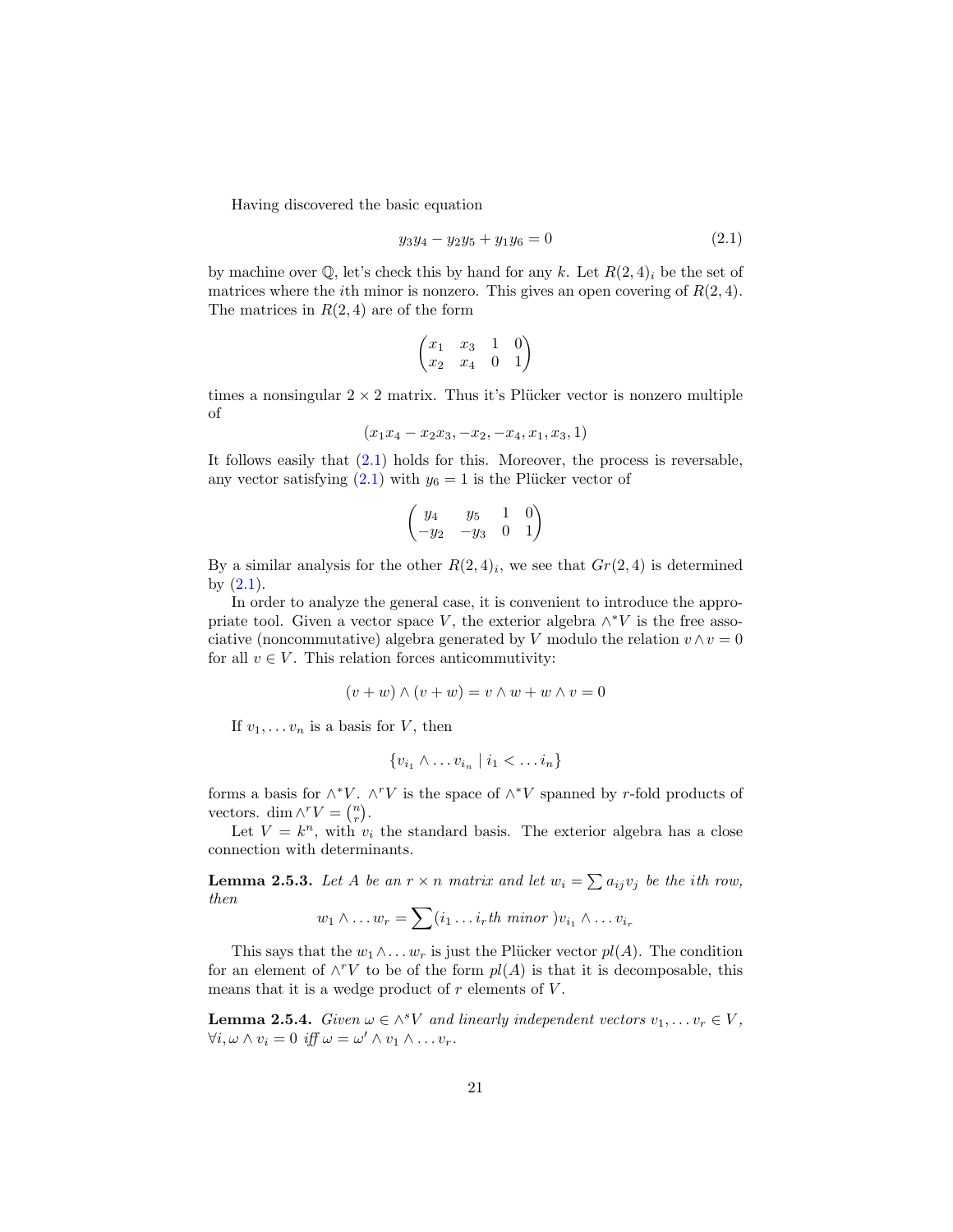Having discovered the basic equation

$$y_3y_4 - y_2y_5 + y_1y_6 = 0 \tag{2.1}$$

by machine over $\mathbb{Q}$, let's check this by hand for any $k$. Let $R(2,4)_i$ be the set of matrices where the $i$th minor is nonzero. This gives an open covering of $R(2,4)$. The matrices in $R(2,4)$ are of the form

$$\begin{pmatrix} x_1 & x_3 & 1 & 0 \\ x_2 & x_4 & 0 & 1 \end{pmatrix}$$

times a nonsingular $2 \times 2$ matrix. Thus it's Plücker vector is nonzero multiple of

$$(x_1x_4 - x_2x_3, -x_2, -x_4, x_1, x_3, 1)$$

It follows easily that (2.1) holds for this. Moreover, the process is reversable, any vector satisfying (2.1) with $y_6 = 1$ is the Plücker vector of

$$\begin{pmatrix} y_4 & y_5 & 1 & 0 \\ -y_2 & -y_3 & 0 & 1 \end{pmatrix}$$

By a similar analysis for the other $R(2,4)_i$, we see that $Gr(2,4)$ is determined by (2.1).

In order to analyze the general case, it is convenient to introduce the appropriate tool. Given a vector space $V$, the exterior algebra $\wedge^* V$ is the free associative (noncommutative) algebra generated by $V$ modulo the relation $v \wedge v = 0$ for all $v \in V$. This relation forces anticommutivity:

$$(v + w) \wedge (v + w) = v \wedge w + w \wedge v = 0$$

If $v_1, \ldots v_n$ is a basis for $V$, then

$$\{v_{i_1} \wedge \ldots v_{i_n} \mid i_1 < \ldots i_n\}$$

forms a basis for $\wedge^* V$. $\wedge^r V$ is the space of $\wedge^* V$ spanned by $r$-fold products of vectors. $\dim \wedge^r V = \binom{n}{r}$.

Let $V = k^n$, with $v_i$ the standard basis. The exterior algebra has a close connection with determinants.

**Lemma 2.5.3.** *Let $A$ be an $r \times n$ matrix and let $w_i = \sum a_{ij} v_j$ be the $i$th row, then*

$$w_1 \wedge \ldots w_r = \sum (i_1 \ldots i_r th \text{ minor }) v_{i_1} \wedge \ldots v_{i_r}$$

This says that the $w_1 \wedge \ldots w_r$ is just the Plücker vector $pl(A)$. The condition for an element of $\wedge^r V$ to be of the form $pl(A)$ is that it is decomposable, this means that it is a wedge product of $r$ elements of $V$.

**Lemma 2.5.4.** *Given $\omega \in \wedge^s V$ and linearly independent vectors $v_1, \ldots v_r \in V$, $\forall i, \omega \wedge v_i = 0$ iff $\omega = \omega' \wedge v_1 \wedge \ldots v_r$.*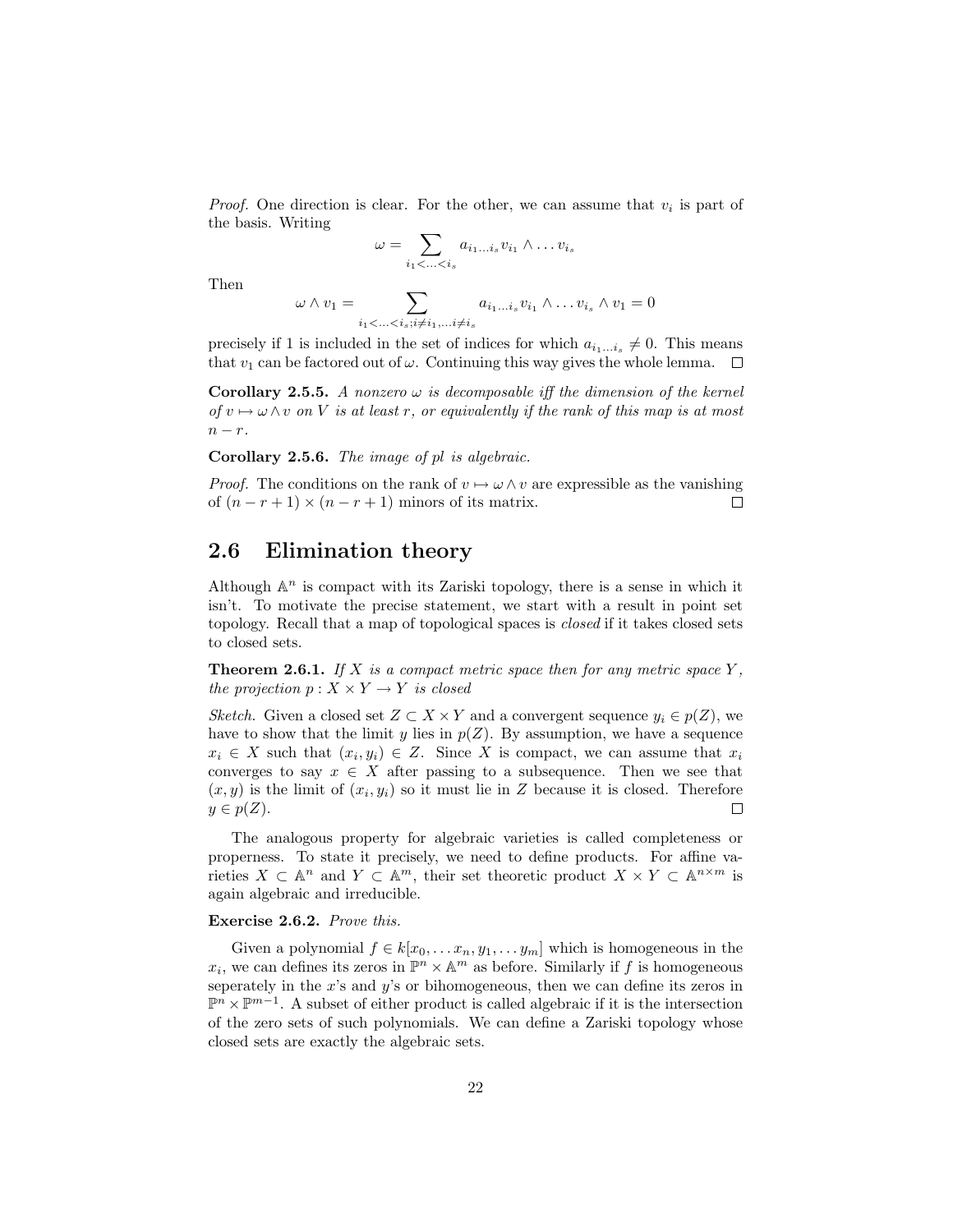*Proof.* One direction is clear. For the other, we can assume that $v_i$ is part of the basis. Writing

$$\omega = \sum_{i_1<\ldots<i_s} a_{i_1\ldots i_s} v_{i_1} \wedge \ldots v_{i_s}$$

Then

$$\omega \wedge v_1 = \sum_{i_1<\ldots<i_s; i\neq i_1,\ldots i\neq i_s} a_{i_1\ldots i_s} v_{i_1} \wedge \ldots v_{i_s} \wedge v_1 = 0$$

precisely if 1 is included in the set of indices for which $a_{i_1\ldots i_s} \neq 0$. This means that $v_1$ can be factored out of $\omega$. Continuing this way gives the whole lemma. □

**Corollary 2.5.5.** *A nonzero $\omega$ is decomposable iff the dimension of the kernel of $v \mapsto \omega \wedge v$ on $V$ is at least $r$, or equivalently if the rank of this map is at most $n-r$.*

**Corollary 2.5.6.** *The image of pl is algebraic.*

*Proof.* The conditions on the rank of $v \mapsto \omega \wedge v$ are expressible as the vanishing of $(n-r+1) \times (n-r+1)$ minors of its matrix. □

## 2.6 Elimination theory

Although $\mathbb{A}^n$ is compact with its Zariski topology, there is a sense in which it isn't. To motivate the precise statement, we start with a result in point set topology. Recall that a map of topological spaces is *closed* if it takes closed sets to closed sets.

**Theorem 2.6.1.** *If $X$ is a compact metric space then for any metric space $Y$, the projection $p : X \times Y \to Y$ is closed*

*Sketch.* Given a closed set $Z \subset X \times Y$ and a convergent sequence $y_i \in p(Z)$, we have to show that the limit $y$ lies in $p(Z)$. By assumption, we have a sequence $x_i \in X$ such that $(x_i, y_i) \in Z$. Since $X$ is compact, we can assume that $x_i$ converges to say $x \in X$ after passing to a subsequence. Then we see that $(x, y)$ is the limit of $(x_i, y_i)$ so it must lie in $Z$ because it is closed. Therefore $y \in p(Z)$. □

The analogous property for algebraic varieties is called completeness or properness. To state it precisely, we need to define products. For affine varieties $X \subset \mathbb{A}^n$ and $Y \subset \mathbb{A}^m$, their set theoretic product $X \times Y \subset \mathbb{A}^{n\times m}$ is again algebraic and irreducible.

**Exercise 2.6.2.** *Prove this.*

Given a polynomial $f \in k[x_0, \ldots x_n, y_1, \ldots y_m]$ which is homogeneous in the $x_i$, we can defines its zeros in $\mathbb{P}^n \times \mathbb{A}^m$ as before. Similarly if $f$ is homogeneous seperately in the $x$'s and $y$'s or bihomogeneous, then we can define its zeros in $\mathbb{P}^n \times \mathbb{P}^{m-1}$. A subset of either product is called algebraic if it is the intersection of the zero sets of such polynomials. We can define a Zariski topology whose closed sets are exactly the algebraic sets.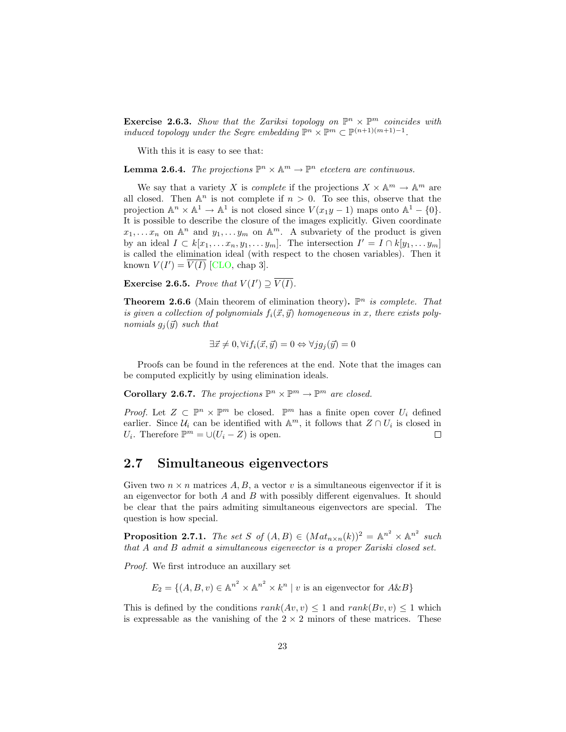**Exercise 2.6.3.** *Show that the Zariksi topology on $\mathbb{P}^n \times \mathbb{P}^m$ coincides with induced topology under the Segre embedding $\mathbb{P}^n \times \mathbb{P}^m \subset \mathbb{P}^{(n+1)(m+1)-1}$.*

With this it is easy to see that:

**Lemma 2.6.4.** *The projections $\mathbb{P}^n \times \mathbb{A}^m \to \mathbb{P}^n$ etcetera are continuous.*

We say that a variety $X$ is *complete* if the projections $X \times \mathbb{A}^m \to \mathbb{A}^m$ are all closed. Then $\mathbb{A}^n$ is not complete if $n > 0$. To see this, observe that the projection $\mathbb{A}^n \times \mathbb{A}^1 \to \mathbb{A}^1$ is not closed since $V(x_1 y - 1)$ maps onto $\mathbb{A}^1 - \{0\}$. It is possible to describe the closure of the images explicitly. Given coordinate $x_1, \dots x_n$ on $\mathbb{A}^n$ and $y_1, \dots y_m$ on $\mathbb{A}^m$. A subvariety of the product is given by an ideal $I \subset k[x_1, \dots x_n, y_1, \dots y_m]$. The intersection $I' = I \cap k[y_1, \dots y_m]$ is called the elimination ideal (with respect to the chosen variables). Then it known $V(I') = \overline{V(I)}$ [CLO, chap 3].

**Exercise 2.6.5.** *Prove that $V(I') \supseteq \overline{V(I)}$.*

**Theorem 2.6.6** (Main theorem of elimination theory)**.** *$\mathbb{P}^n$ is complete. That is given a collection of polynomials $f_i(\vec{x}, \vec{y})$ homogeneous in $x$, there exists polynomials $g_j(\vec{y})$ such that*

$$\exists \vec{x} \neq 0, \forall i f_i(\vec{x}, \vec{y}) = 0 \Leftrightarrow \forall j g_j(\vec{y}) = 0$$

Proofs can be found in the references at the end. Note that the images can be computed explicitly by using elimination ideals.

**Corollary 2.6.7.** *The projections $\mathbb{P}^n \times \mathbb{P}^m \to \mathbb{P}^m$ are closed.*

*Proof.* Let $Z \subset \mathbb{P}^n \times \mathbb{P}^m$ be closed. $\mathbb{P}^m$ has a finite open cover $U_i$ defined earlier. Since $\mathcal{U}_i$ can be identified with $\mathbb{A}^m$, it follows that $Z \cap U_i$ is closed in $U_i$. Therefore $\mathbb{P}^m = \cup(U_i - Z)$ is open. □

## 2.7 Simultaneous eigenvectors

Given two $n \times n$ matrices $A, B$, a vector $v$ is a simultaneous eigenvector if it is an eigenvector for both $A$ and $B$ with possibly different eigenvalues. It should be clear that the pairs admiting simultaneous eigenvectors are special. The question is how special.

**Proposition 2.7.1.** *The set $S$ of $(A, B) \in (Mat_{n \times n}(k))^2 = \mathbb{A}^{n^2} \times \mathbb{A}^{n^2}$ such that $A$ and $B$ admit a simultaneous eigenvector is a proper Zariski closed set.*

*Proof.* We first introduce an auxillary set

$$E_2 = \{(A, B, v) \in \mathbb{A}^{n^2} \times \mathbb{A}^{n^2} \times k^n \mid v \text{ is an eigenvector for } A \& B\}$$

This is defined by the conditions $rank(Av, v) \leq 1$ and $rank(Bv, v) \leq 1$ which is expressable as the vanishing of the $2 \times 2$ minors of these matrices. These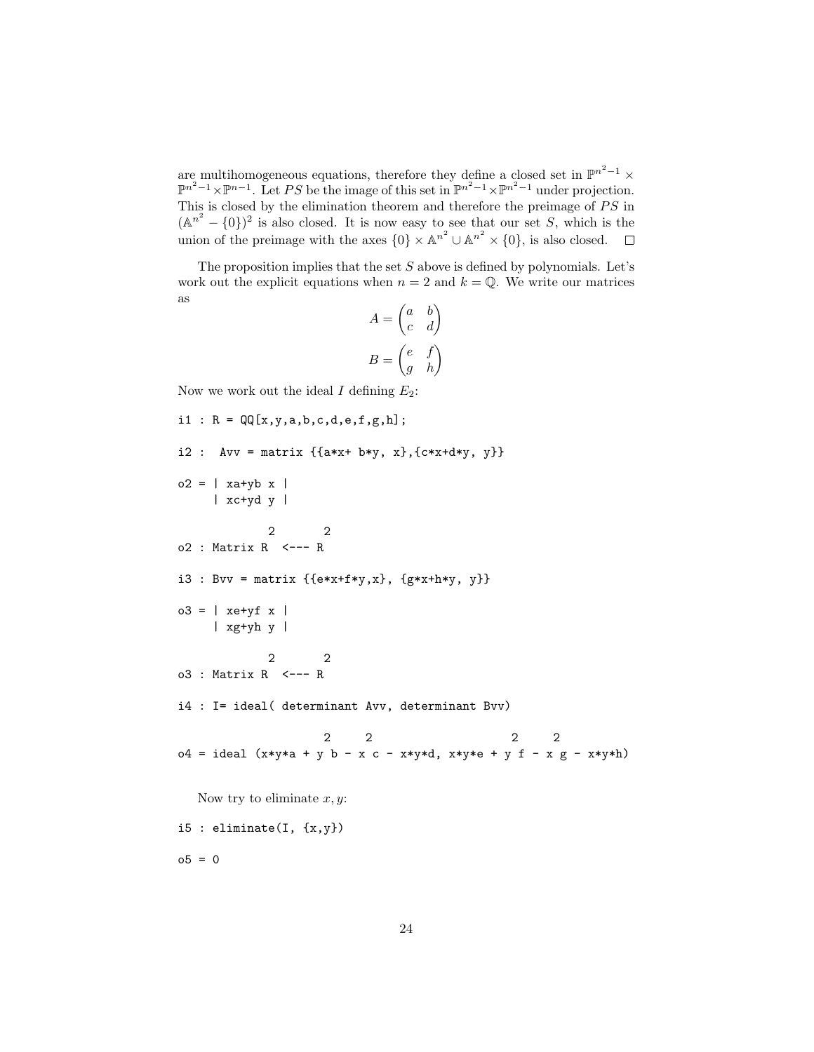are multihomogeneous equations, therefore they define a closed set in $\mathbb{P}^{n^2-1} \times \mathbb{P}^{n^2-1} \times \mathbb{P}^{n-1}$. Let $PS$ be the image of this set in $\mathbb{P}^{n^2-1} \times \mathbb{P}^{n^2-1}$ under projection. This is closed by the elimination theorem and therefore the preimage of $PS$ in $(\mathbb{A}^{n^2} - \{0\})^2$ is also closed. It is now easy to see that our set $S$, which is the union of the preimage with the axes $\{0\} \times \mathbb{A}^{n^2} \cup \mathbb{A}^{n^2} \times \{0\}$, is also closed. $\square$

The proposition implies that the set $S$ above is defined by polynomials. Let's work out the explicit equations when $n = 2$ and $k = \mathbb{Q}$. We write our matrices as

$$A = \begin{pmatrix} a & b \\ c & d \end{pmatrix}$$

$$B = \begin{pmatrix} e & f \\ g & h \end{pmatrix}$$

Now we work out the ideal $I$ defining $E_2$:

```
i1 : R = QQ[x,y,a,b,c,d,e,f,g,h];

i2 :  Avv = matrix {{a*x+ b*y, x},{c*x+d*y, y}}

o2 = | xa+yb x |
     | xc+yd y |

             2       2
o2 : Matrix R  <--- R

i3 : Bvv = matrix {{e*x+f*y,x}, {g*x+h*y, y}}

o3 = | xe+yf x |
     | xg+yh y |

             2       2
o3 : Matrix R  <--- R

i4 : I= ideal( determinant Avv, determinant Bvv)

                     2     2                     2     2
o4 = ideal (x*y*a + y b - x c - x*y*d, x*y*e + y f - x g - x*y*h)
```

Now try to eliminate $x, y$:

```
i5 : eliminate(I, {x,y})

o5 = 0
```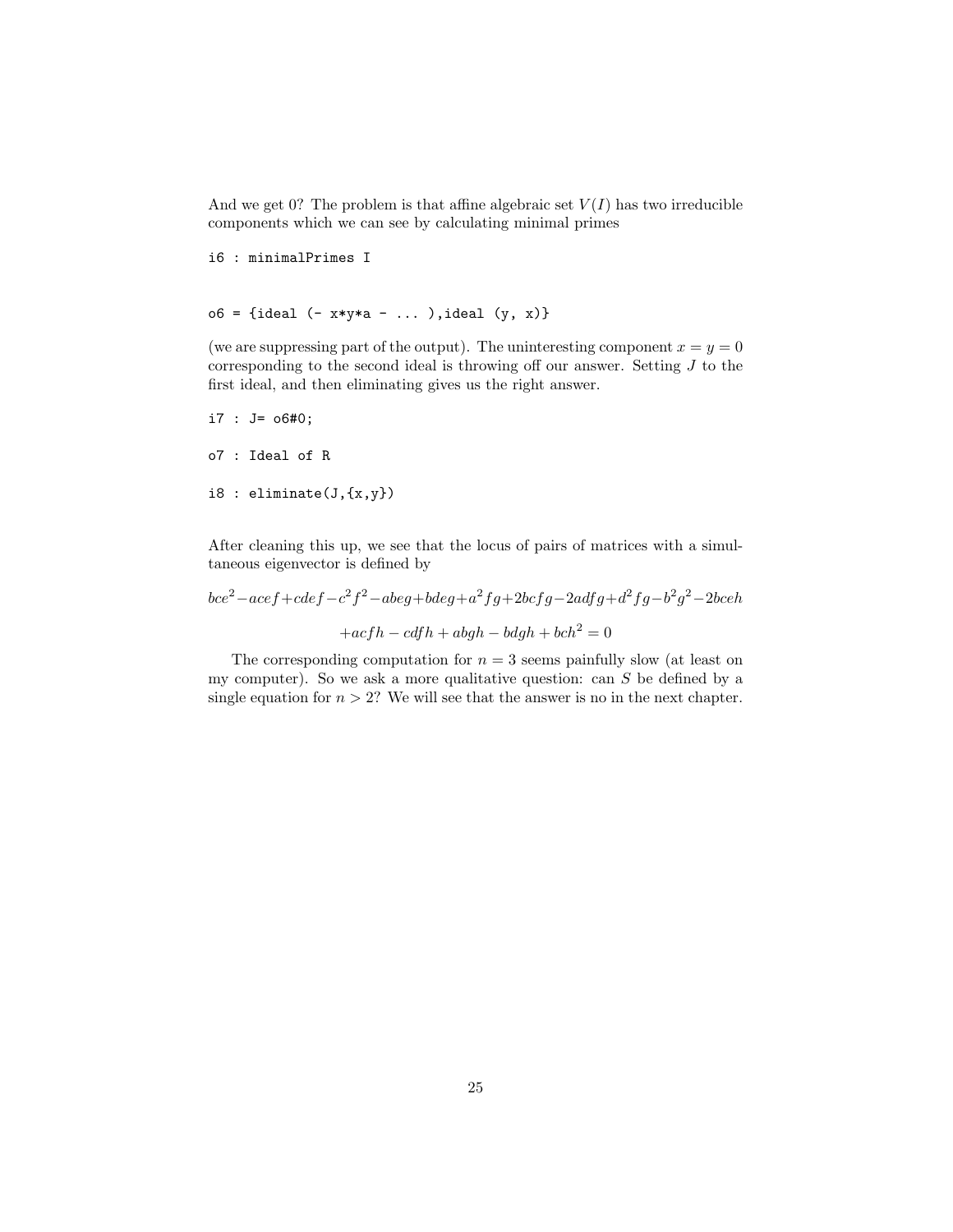And we get 0? The problem is that affine algebraic set $V(I)$ has two irreducible components which we can see by calculating minimal primes

```
i6 : minimalPrimes I


o6 = {ideal (- x*y*a - ... ),ideal (y, x)}
```

(we are suppressing part of the output). The uninteresting component $x = y = 0$ corresponding to the second ideal is throwing off our answer. Setting $J$ to the first ideal, and then eliminating gives us the right answer.

```
i7 : J= o6#0;

o7 : Ideal of R

i8 : eliminate(J,{x,y})
```

After cleaning this up, we see that the locus of pairs of matrices with a simultaneous eigenvector is defined by

$$bce^2 - acef + cdef - c^2f^2 - abeg + bdeg + a^2fg + 2bcfg - 2adfg + d^2fg - b^2g^2 - 2bceh$$

$$+acfh - cdfh + abgh - bdgh + bch^2 = 0$$

The corresponding computation for $n = 3$ seems painfully slow (at least on my computer). So we ask a more qualitative question: can $S$ be defined by a single equation for $n > 2$? We will see that the answer is no in the next chapter.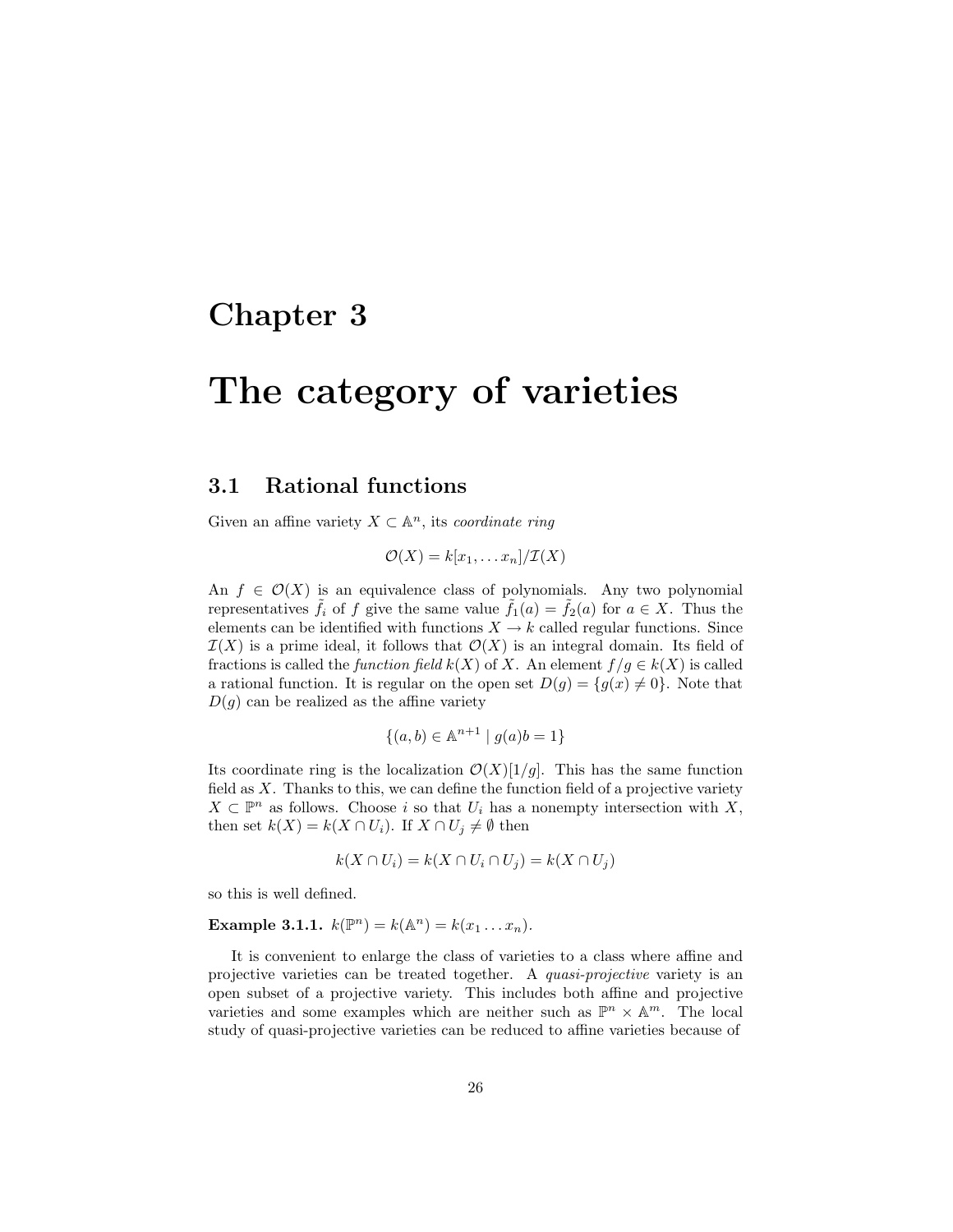# Chapter 3

# The category of varieties

## 3.1 Rational functions

Given an affine variety $X \subset \mathbb{A}^n$, its *coordinate ring*

$$\mathcal{O}(X) = k[x_1, \ldots x_n]/\mathcal{I}(X)$$

An $f \in \mathcal{O}(X)$ is an equivalence class of polynomials. Any two polynomial representatives $\tilde{f}_i$ of $f$ give the same value $\tilde{f}_1(a) = \tilde{f}_2(a)$ for $a \in X$. Thus the elements can be identified with functions $X \to k$ called regular functions. Since $\mathcal{I}(X)$ is a prime ideal, it follows that $\mathcal{O}(X)$ is an integral domain. Its field of fractions is called the *function field* $k(X)$ of $X$. An element $f/g \in k(X)$ is called a rational function. It is regular on the open set $D(g) = \{g(x) \neq 0\}$. Note that $D(g)$ can be realized as the affine variety

$$\{(a, b) \in \mathbb{A}^{n+1} \mid g(a)b = 1\}$$

Its coordinate ring is the localization $\mathcal{O}(X)[1/g]$. This has the same function field as $X$. Thanks to this, we can define the function field of a projective variety $X \subset \mathbb{P}^n$ as follows. Choose $i$ so that $U_i$ has a nonempty intersection with $X$, then set $k(X) = k(X \cap U_i)$. If $X \cap U_j \neq \emptyset$ then

$$k(X \cap U_i) = k(X \cap U_i \cap U_j) = k(X \cap U_j)$$

so this is well defined.

**Example 3.1.1.** $k(\mathbb{P}^n) = k(\mathbb{A}^n) = k(x_1 \ldots x_n)$.

It is convenient to enlarge the class of varieties to a class where affine and projective varieties can be treated together. A *quasi-projective* variety is an open subset of a projective variety. This includes both affine and projective varieties and some examples which are neither such as $\mathbb{P}^n \times \mathbb{A}^m$. The local study of quasi-projective varieties can be reduced to affine varieties because of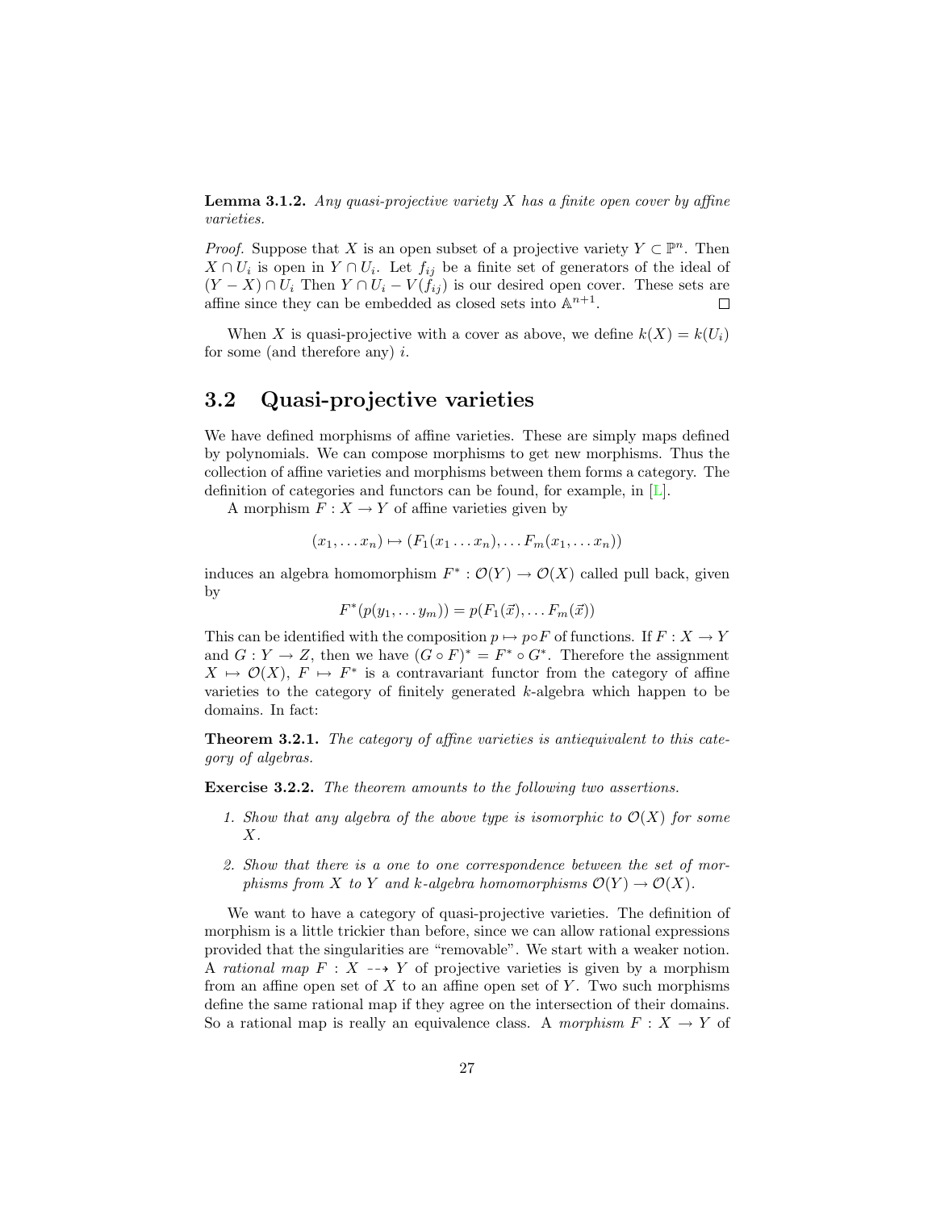**Lemma 3.1.2.** *Any quasi-projective variety $X$ has a finite open cover by affine varieties.*

*Proof.* Suppose that $X$ is an open subset of a projective variety $Y \subset \mathbb{P}^n$. Then $X \cap U_i$ is open in $Y \cap U_i$. Let $f_{ij}$ be a finite set of generators of the ideal of $(Y - X) \cap U_i$ Then $Y \cap U_i - V(f_{ij})$ is our desired open cover. These sets are affine since they can be embedded as closed sets into $\mathbb{A}^{n+1}$. $\square$

When $X$ is quasi-projective with a cover as above, we define $k(X) = k(U_i)$ for some (and therefore any) $i$.

## 3.2 Quasi-projective varieties

We have defined morphisms of affine varieties. These are simply maps defined by polynomials. We can compose morphisms to get new morphisms. Thus the collection of affine varieties and morphisms between them forms a category. The definition of categories and functors can be found, for example, in [L].

A morphism $F : X \to Y$ of affine varieties given by

$$(x_1, \dots x_n) \mapsto (F_1(x_1 \dots x_n), \dots F_m(x_1, \dots x_n))$$

induces an algebra homomorphism $F^* : \mathcal{O}(Y) \to \mathcal{O}(X)$ called pull back, given by

$$F^*(p(y_1, \dots y_m)) = p(F_1(\vec{x}), \dots F_m(\vec{x}))$$

This can be identified with the composition $p \mapsto p \circ F$ of functions. If $F : X \to Y$ and $G : Y \to Z$, then we have $(G \circ F)^* = F^* \circ G^*$. Therefore the assignment $X \mapsto \mathcal{O}(X)$, $F \mapsto F^*$ is a contravariant functor from the category of affine varieties to the category of finitely generated $k$-algebra which happen to be domains. In fact:

**Theorem 3.2.1.** *The category of affine varieties is antiequivalent to this category of algebras.*

**Exercise 3.2.2.** *The theorem amounts to the following two assertions.*

1. *Show that any algebra of the above type is isomorphic to $\mathcal{O}(X)$ for some $X$.*

2. *Show that there is a one to one correspondence between the set of morphisms from $X$ to $Y$ and $k$-algebra homomorphisms $\mathcal{O}(Y) \to \mathcal{O}(X)$.*

We want to have a category of quasi-projective varieties. The definition of morphism is a little trickier than before, since we can allow rational expressions provided that the singularities are "removable". We start with a weaker notion. A *rational map* $F : X \dashrightarrow Y$ of projective varieties is given by a morphism from an affine open set of $X$ to an affine open set of $Y$. Two such morphisms define the same rational map if they agree on the intersection of their domains. So a rational map is really an equivalence class. A *morphism* $F : X \to Y$ of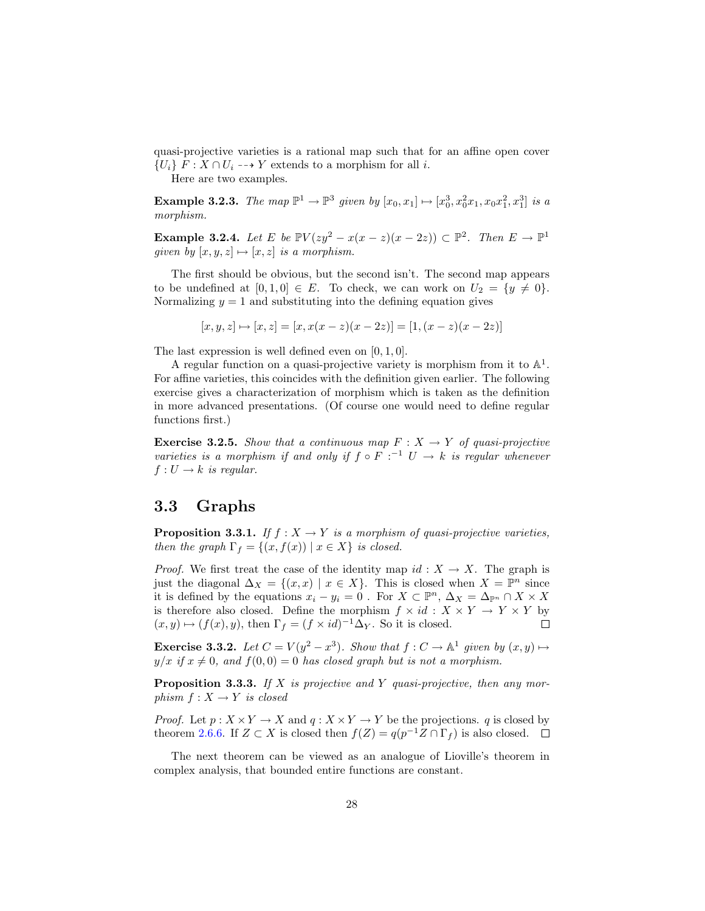quasi-projective varieties is a rational map such that for an affine open cover $\{U_i\}$ $F : X \cap U_i \dashrightarrow Y$ extends to a morphism for all $i$.

Here are two examples.

**Example 3.2.3.** *The map $\mathbb{P}^1 \to \mathbb{P}^3$ given by $[x_0, x_1] \mapsto [x_0^3, x_0^2x_1, x_0x_1^2, x_1^3]$ is a morphism.*

**Example 3.2.4.** *Let $E$ be $\mathbb{P}V(zy^2 - x(x-z)(x-2z)) \subset \mathbb{P}^2$. Then $E \to \mathbb{P}^1$ given by $[x, y, z] \mapsto [x, z]$ is a morphism.*

The first should be obvious, but the second isn't. The second map appears to be undefined at $[0, 1, 0] \in E$. To check, we can work on $U_2 = \{y \neq 0\}$. Normalizing $y = 1$ and substituting into the defining equation gives

$$[x, y, z] \mapsto [x, z] = [x, x(x-z)(x-2z)] = [1, (x-z)(x-2z)]$$

The last expression is well defined even on $[0, 1, 0]$.

A regular function on a quasi-projective variety is morphism from it to $\mathbb{A}^1$. For affine varieties, this coincides with the definition given earlier. The following exercise gives a characterization of morphism which is taken as the definition in more advanced presentations. (Of course one would need to define regular functions first.)

**Exercise 3.2.5.** *Show that a continuous map $F : X \to Y$ of quasi-projective varieties is a morphism if and only if $f \circ F :^{-1} U \to k$ is regular whenever $f : U \to k$ is regular.*

## 3.3 Graphs

**Proposition 3.3.1.** *If $f : X \to Y$ is a morphism of quasi-projective varieties, then the graph $\Gamma_f = \{(x, f(x)) \mid x \in X\}$ is closed.*

*Proof.* We first treat the case of the identity map $id : X \to X$. The graph is just the diagonal $\Delta_X = \{(x, x) \mid x \in X\}$. This is closed when $X = \mathbb{P}^n$ since it is defined by the equations $x_i - y_i = 0$ . For $X \subset \mathbb{P}^n$, $\Delta_X = \Delta_{\mathbb{P}^n} \cap X \times X$ is therefore also closed. Define the morphism $f \times id : X \times Y \to Y \times Y$ by $(x, y) \mapsto (f(x), y)$, then $\Gamma_f = (f \times id)^{-1}\Delta_Y$. So it is closed. $\square$

**Exercise 3.3.2.** *Let $C = V(y^2 - x^3)$. Show that $f : C \to \mathbb{A}^1$ given by $(x, y) \mapsto y/x$ if $x \neq 0$, and $f(0, 0) = 0$ has closed graph but is not a morphism.*

**Proposition 3.3.3.** *If $X$ is projective and $Y$ quasi-projective, then any morphism $f : X \to Y$ is closed*

*Proof.* Let $p : X \times Y \to X$ and $q : X \times Y \to Y$ be the projections. $q$ is closed by theorem 2.6.6. If $Z \subset X$ is closed then $f(Z) = q(p^{-1}Z \cap \Gamma_f)$ is also closed. $\square$

The next theorem can be viewed as an analogue of Lioville's theorem in complex analysis, that bounded entire functions are constant.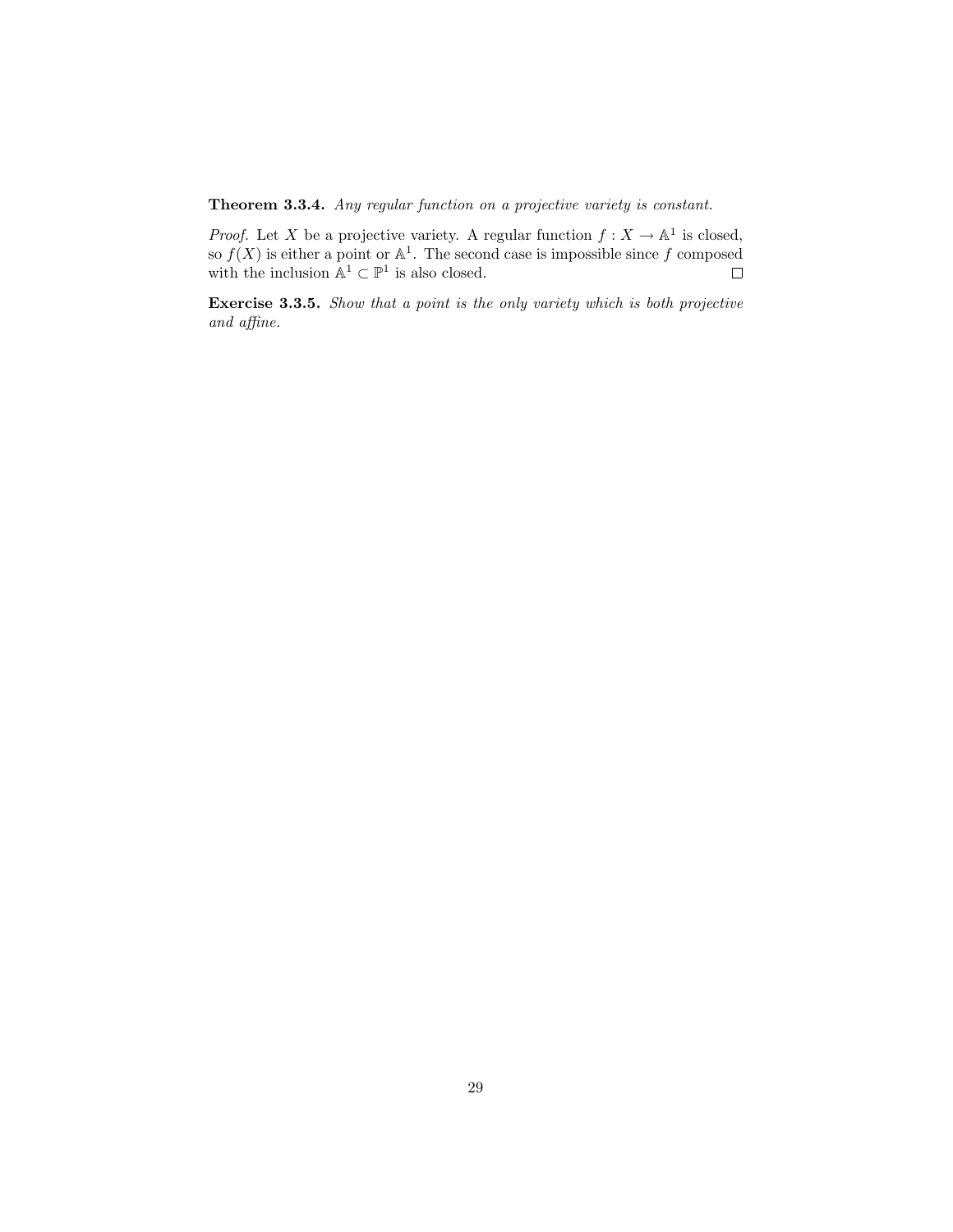**Theorem 3.3.4.** *Any regular function on a projective variety is constant.*

*Proof.* Let $X$ be a projective variety. A regular function $f : X \to \mathbb{A}^1$ is closed, so $f(X)$ is either a point or $\mathbb{A}^1$. The second case is impossible since $f$ composed with the inclusion $\mathbb{A}^1 \subset \mathbb{P}^1$ is also closed. $\square$

**Exercise 3.3.5.** *Show that a point is the only variety which is both projective and affine.*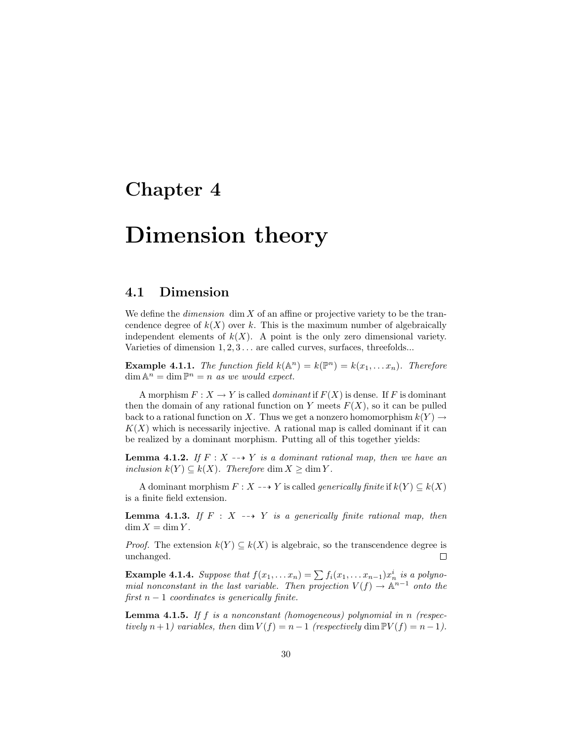# Chapter 4

# Dimension theory

## 4.1 Dimension

We define the *dimension* $\dim X$ of an affine or projective variety to be the trancendence degree of $k(X)$ over $k$. This is the maximum number of algebraically independent elements of $k(X)$. A point is the only zero dimensional variety. Varieties of dimension $1, 2, 3\ldots$ are called curves, surfaces, threefolds...

**Example 4.1.1.** *The function field $k(\mathbb{A}^n) = k(\mathbb{P}^n) = k(x_1, \ldots x_n)$. Therefore $\dim \mathbb{A}^n = \dim \mathbb{P}^n = n$ as we would expect.*

A morphism $F : X \to Y$ is called *dominant* if $F(X)$ is dense. If $F$ is dominant then the domain of any rational function on $Y$ meets $F(X)$, so it can be pulled back to a rational function on $X$. Thus we get a nonzero homomorphism $k(Y) \to K(X)$ which is necessarily injective. A rational map is called dominant if it can be realized by a dominant morphism. Putting all of this together yields:

**Lemma 4.1.2.** *If $F : X \dashrightarrow Y$ is a dominant rational map, then we have an inclusion $k(Y) \subseteq k(X)$. Therefore $\dim X \geq \dim Y$.*

A dominant morphism $F : X \dashrightarrow Y$ is called *generically finite* if $k(Y) \subseteq k(X)$ is a finite field extension.

**Lemma 4.1.3.** *If $F : X \dashrightarrow Y$ is a generically finite rational map, then $\dim X = \dim Y$.*

*Proof.* The extension $k(Y) \subseteq k(X)$ is algebraic, so the transcendence degree is unchanged. □

**Example 4.1.4.** *Suppose that $f(x_1, \ldots x_n) = \sum f_i(x_1, \ldots x_{n-1})x_n^i$ is a polynomial nonconstant in the last variable. Then projection $V(f) \to \mathbb{A}^{n-1}$ onto the first $n-1$ coordinates is generically finite.*

**Lemma 4.1.5.** *If $f$ is a nonconstant (homogeneous) polynomial in $n$ (respectively $n+1$) variables, then $\dim V(f) = n-1$ (respectively $\dim \mathbb{P}V(f) = n-1$).*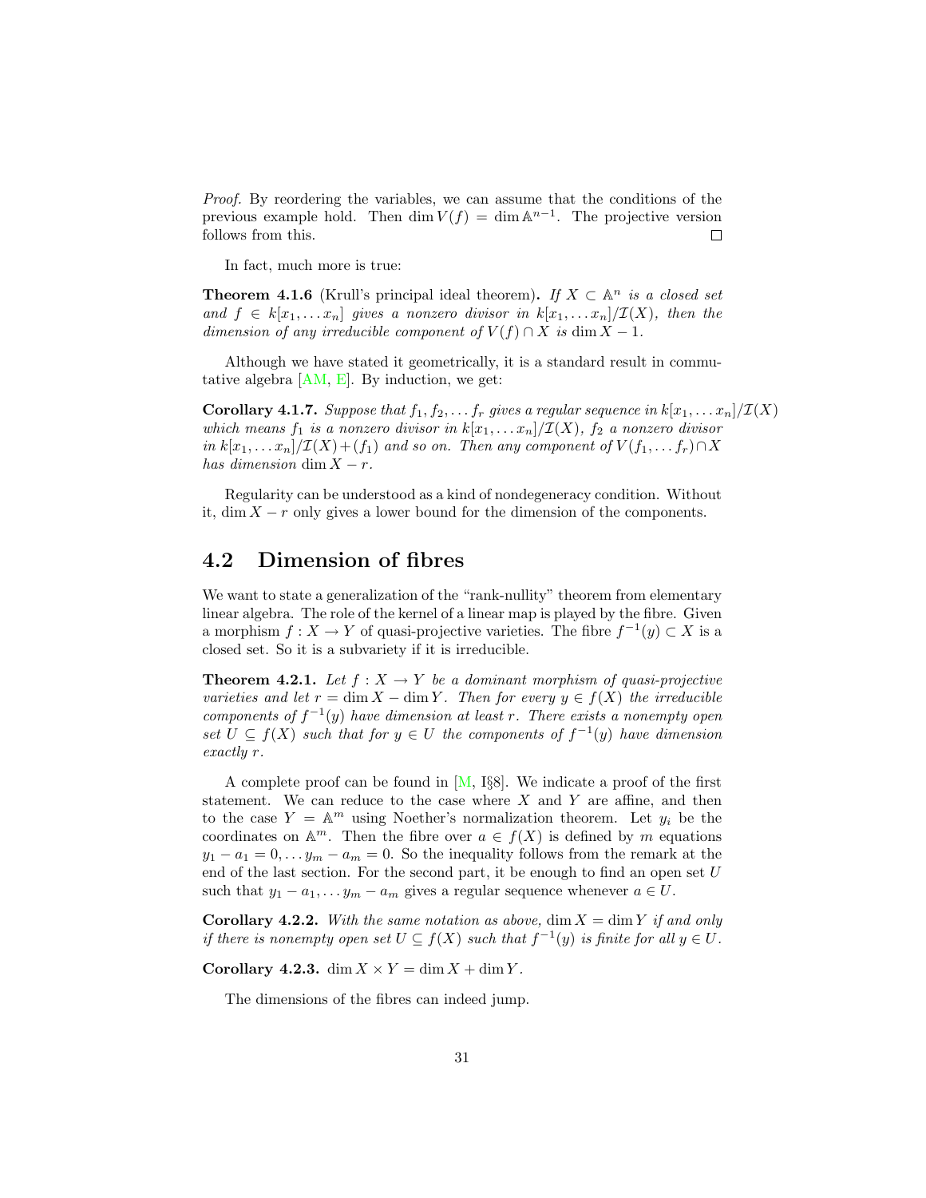*Proof.* By reordering the variables, we can assume that the conditions of the previous example hold. Then $\dim V(f) = \dim \mathbb{A}^{n-1}$. The projective version follows from this. $\square$

In fact, much more is true:

**Theorem 4.1.6** (Krull's principal ideal theorem)**.** *If $X \subset \mathbb{A}^n$ is a closed set and $f \in k[x_1, \dots x_n]$ gives a nonzero divisor in $k[x_1, \dots x_n]/\mathcal{I}(X)$, then the dimension of any irreducible component of $V(f) \cap X$ is $\dim X - 1$.*

Although we have stated it geometrically, it is a standard result in commutative algebra [AM, E]. By induction, we get:

**Corollary 4.1.7.** *Suppose that $f_1, f_2, \dots f_r$ gives a regular sequence in $k[x_1, \dots x_n]/\mathcal{I}(X)$ which means $f_1$ is a nonzero divisor in $k[x_1, \dots x_n]/\mathcal{I}(X)$, $f_2$ a nonzero divisor in $k[x_1, \dots x_n]/\mathcal{I}(X) + (f_1)$ and so on. Then any component of $V(f_1, \dots f_r) \cap X$ has dimension $\dim X - r$.*

Regularity can be understood as a kind of nondegeneracy condition. Without it, $\dim X - r$ only gives a lower bound for the dimension of the components.

## 4.2 Dimension of fibres

We want to state a generalization of the "rank-nullity" theorem from elementary linear algebra. The role of the kernel of a linear map is played by the fibre. Given a morphism $f : X \to Y$ of quasi-projective varieties. The fibre $f^{-1}(y) \subset X$ is a closed set. So it is a subvariety if it is irreducible.

**Theorem 4.2.1.** *Let $f : X \to Y$ be a dominant morphism of quasi-projective varieties and let $r = \dim X - \dim Y$. Then for every $y \in f(X)$ the irreducible components of $f^{-1}(y)$ have dimension at least $r$. There exists a nonempty open set $U \subseteq f(X)$ such that for $y \in U$ the components of $f^{-1}(y)$ have dimension exactly $r$.*

A complete proof can be found in [M, I§8]. We indicate a proof of the first statement. We can reduce to the case where $X$ and $Y$ are affine, and then to the case $Y = \mathbb{A}^m$ using Noether's normalization theorem. Let $y_i$ be the coordinates on $\mathbb{A}^m$. Then the fibre over $a \in f(X)$ is defined by $m$ equations $y_1 - a_1 = 0, \dots y_m - a_m = 0$. So the inequality follows from the remark at the end of the last section. For the second part, it be enough to find an open set $U$ such that $y_1 - a_1, \dots y_m - a_m$ gives a regular sequence whenever $a \in U$.

**Corollary 4.2.2.** *With the same notation as above, $\dim X = \dim Y$ if and only if there is nonempty open set $U \subseteq f(X)$ such that $f^{-1}(y)$ is finite for all $y \in U$.*

**Corollary 4.2.3.** $\dim X \times Y = \dim X + \dim Y$.

The dimensions of the fibres can indeed jump.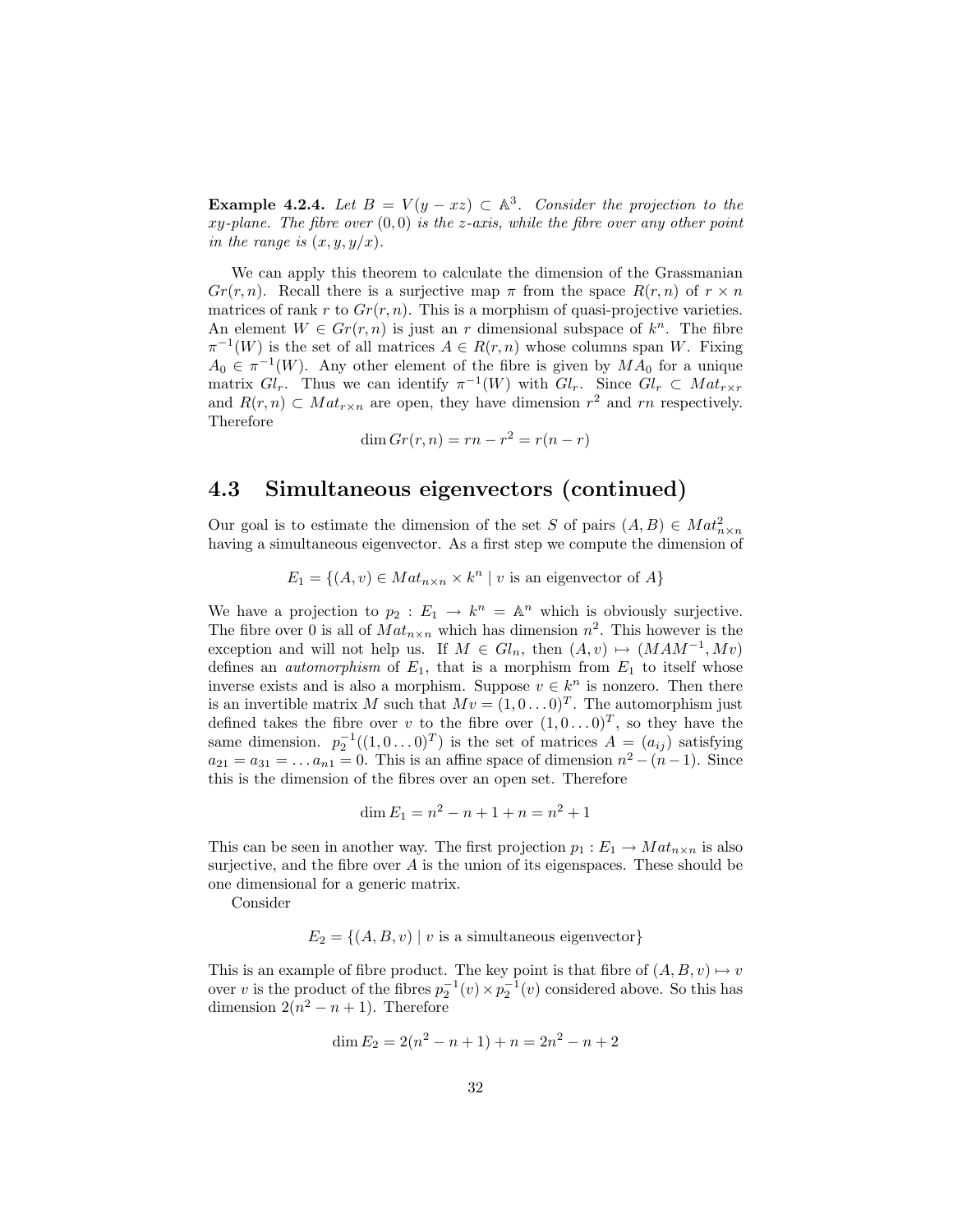**Example 4.2.4.** *Let $B = V(y - xz) \subset \mathbb{A}^3$. Consider the projection to the xy-plane. The fibre over $(0,0)$ is the z-axis, while the fibre over any other point in the range is $(x, y, y/x)$.*

We can apply this theorem to calculate the dimension of the Grassmanian $Gr(r,n)$. Recall there is a surjective map $\pi$ from the space $R(r,n)$ of $r \times n$ matrices of rank $r$ to $Gr(r,n)$. This is a morphism of quasi-projective varieties. An element $W \in Gr(r,n)$ is just an $r$ dimensional subspace of $k^n$. The fibre $\pi^{-1}(W)$ is the set of all matrices $A \in R(r,n)$ whose columns span $W$. Fixing $A_0 \in \pi^{-1}(W)$. Any other element of the fibre is given by $MA_0$ for a unique matrix $Gl_r$. Thus we can identify $\pi^{-1}(W)$ with $Gl_r$. Since $Gl_r \subset Mat_{r\times r}$ and $R(r,n) \subset Mat_{r\times n}$ are open, they have dimension $r^2$ and $rn$ respectively. Therefore

$$\dim Gr(r,n) = rn - r^2 = r(n-r)$$

## 4.3 Simultaneous eigenvectors (continued)

Our goal is to estimate the dimension of the set $S$ of pairs $(A,B) \in Mat_{n\times n}^2$ having a simultaneous eigenvector. As a first step we compute the dimension of

$$E_1 = \{(A,v) \in Mat_{n\times n} \times k^n \mid v \text{ is an eigenvector of } A\}$$

We have a projection to $p_2 : E_1 \to k^n = \mathbb{A}^n$ which is obviously surjective. The fibre over 0 is all of $Mat_{n\times n}$ which has dimension $n^2$. This however is the exception and will not help us. If $M \in Gl_n$, then $(A,v) \mapsto (MAM^{-1}, Mv)$ defines an *automorphism* of $E_1$, that is a morphism from $E_1$ to itself whose inverse exists and is also a morphism. Suppose $v \in k^n$ is nonzero. Then there is an invertible matrix $M$ such that $Mv = (1,0\ldots 0)^T$. The automorphism just defined takes the fibre over $v$ to the fibre over $(1,0\ldots 0)^T$, so they have the same dimension. $p_2^{-1}((1,0\ldots 0)^T)$ is the set of matrices $A = (a_{ij})$ satisfying $a_{21} = a_{31} = \ldots a_{n1} = 0$. This is an affine space of dimension $n^2 - (n-1)$. Since this is the dimension of the fibres over an open set. Therefore

$$\dim E_1 = n^2 - n + 1 + n = n^2 + 1$$

This can be seen in another way. The first projection $p_1 : E_1 \to Mat_{n\times n}$ is also surjective, and the fibre over $A$ is the union of its eigenspaces. These should be one dimensional for a generic matrix.

Consider

$$E_2 = \{(A,B,v) \mid v \text{ is a simultaneous eigenvector}\}$$

This is an example of fibre product. The key point is that fibre of $(A,B,v) \mapsto v$ over $v$ is the product of the fibres $p_2^{-1}(v) \times p_2^{-1}(v)$ considered above. So this has dimension $2(n^2 - n + 1)$. Therefore

$$\dim E_2 = 2(n^2 - n + 1) + n = 2n^2 - n + 2$$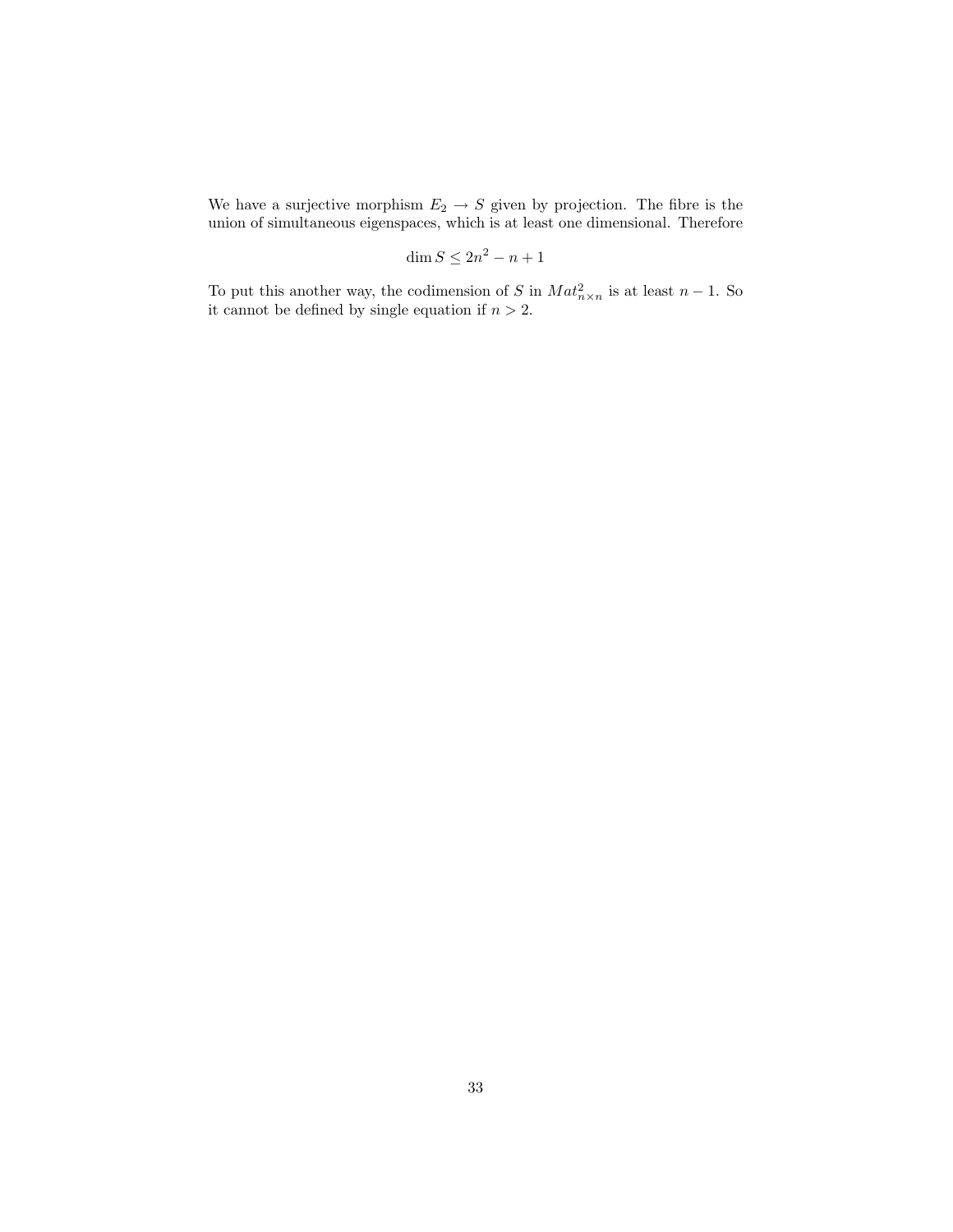We have a surjective morphism $E_2 \to S$ given by projection. The fibre is the union of simultaneous eigenspaces, which is at least one dimensional. Therefore

$$\dim S \leq 2n^2 - n + 1$$

To put this another way, the codimension of $S$ in $Mat_{n\times n}^2$ is at least $n-1$. So it cannot be defined by single equation if $n > 2$.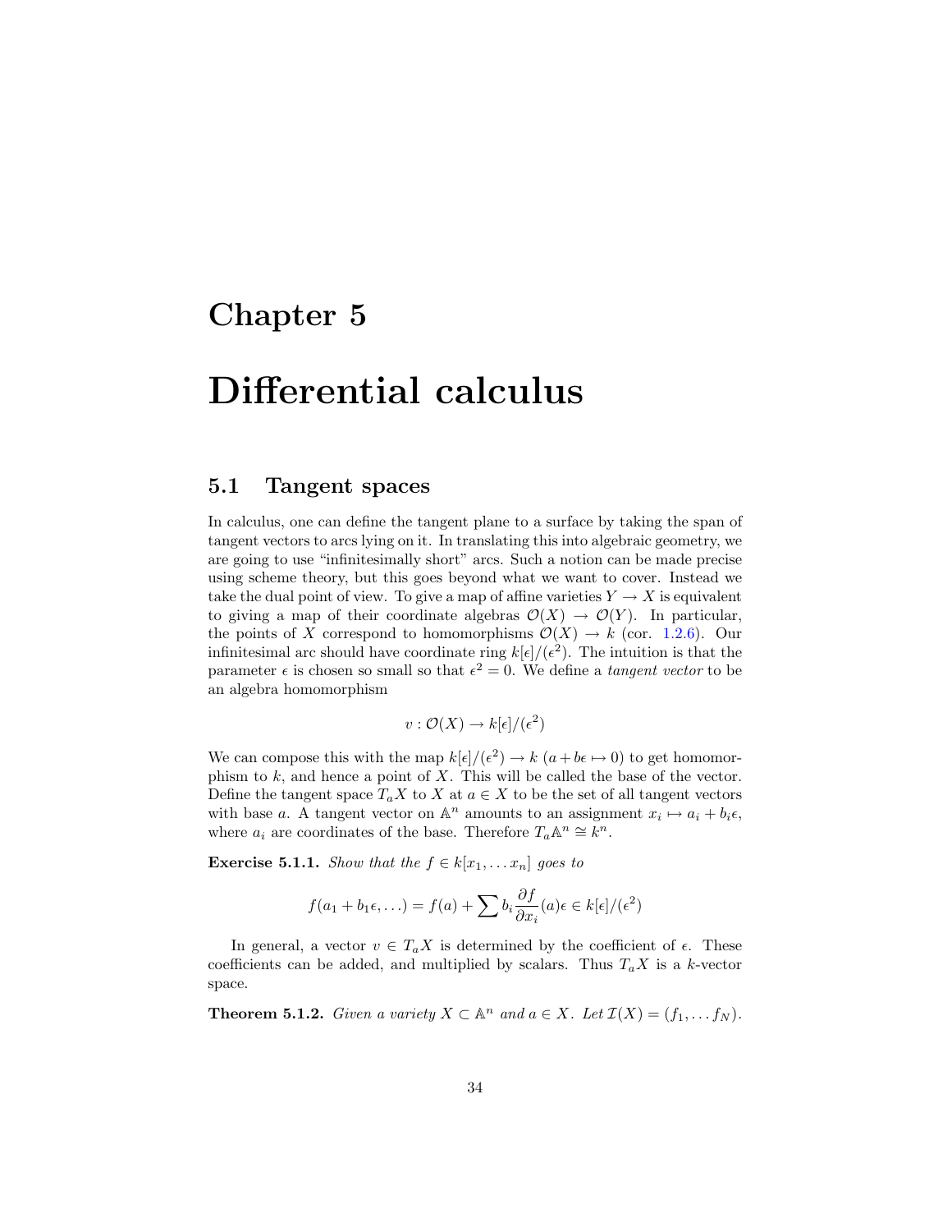# Chapter 5

# Differential calculus

## 5.1 Tangent spaces

In calculus, one can define the tangent plane to a surface by taking the span of tangent vectors to arcs lying on it. In translating this into algebraic geometry, we are going to use "infinitesimally short" arcs. Such a notion can be made precise using scheme theory, but this goes beyond what we want to cover. Instead we take the dual point of view. To give a map of affine varieties $Y \to X$ is equivalent to giving a map of their coordinate algebras $\mathcal{O}(X) \to \mathcal{O}(Y)$. In particular, the points of $X$ correspond to homomorphisms $\mathcal{O}(X) \to k$ (cor. 1.2.6). Our infinitesimal arc should have coordinate ring $k[\epsilon]/(\epsilon^2)$. The intuition is that the parameter $\epsilon$ is chosen so small so that $\epsilon^2 = 0$. We define a *tangent vector* to be an algebra homomorphism

$$v : \mathcal{O}(X) \to k[\epsilon]/(\epsilon^2)$$

We can compose this with the map $k[\epsilon]/(\epsilon^2) \to k$ ($a + b\epsilon \mapsto 0$) to get homomorphism to $k$, and hence a point of $X$. This will be called the base of the vector. Define the tangent space $T_a X$ to $X$ at $a \in X$ to be the set of all tangent vectors with base $a$. A tangent vector on $\mathbb{A}^n$ amounts to an assignment $x_i \mapsto a_i + b_i\epsilon$, where $a_i$ are coordinates of the base. Therefore $T_a\mathbb{A}^n \cong k^n$.

**Exercise 5.1.1.** *Show that the $f \in k[x_1, \dots x_n]$ goes to*

$$f(a_1 + b_1\epsilon, \dots) = f(a) + \sum b_i \frac{\partial f}{\partial x_i}(a)\epsilon \in k[\epsilon]/(\epsilon^2)$$

In general, a vector $v \in T_a X$ is determined by the coefficient of $\epsilon$. These coefficients can be added, and multiplied by scalars. Thus $T_a X$ is a $k$-vector space.

**Theorem 5.1.2.** *Given a variety $X \subset \mathbb{A}^n$ and $a \in X$. Let $\mathcal{I}(X) = (f_1, \dots f_N)$.*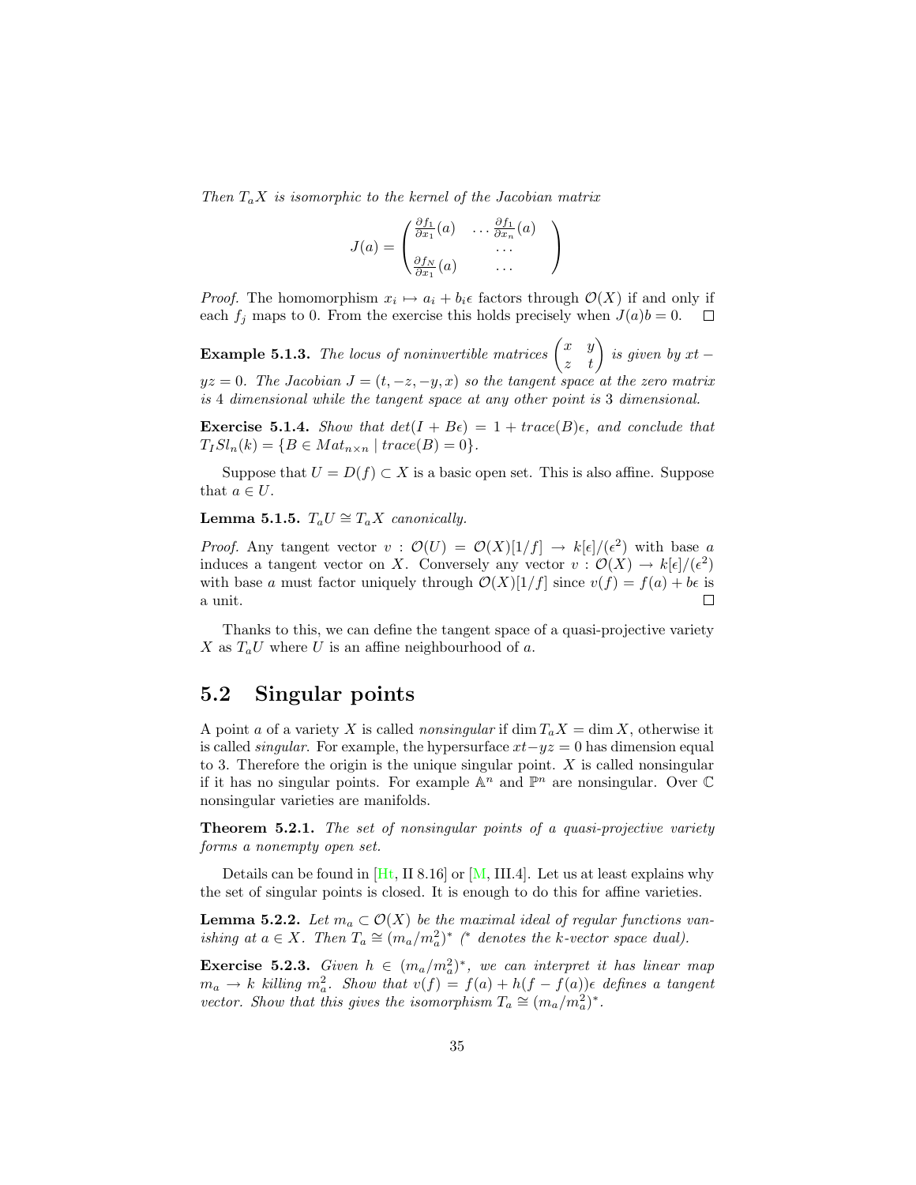*Then $T_aX$ is isomorphic to the kernel of the Jacobian matrix*

$$J(a) = \begin{pmatrix} \frac{\partial f_1}{\partial x_1}(a) & \dots \frac{\partial f_1}{\partial x_n}(a) \\ & \dots \\ \frac{\partial f_N}{\partial x_1}(a) & \dots \end{pmatrix}$$

*Proof.* The homomorphism $x_i \mapsto a_i + b_i\epsilon$ factors through $\mathcal{O}(X)$ if and only if each $f_j$ maps to 0. From the exercise this holds precisely when $J(a)b = 0$. □

**Example 5.1.3.** *The locus of noninvertible matrices $\begin{pmatrix} x & y \\ z & t \end{pmatrix}$ is given by $xt - yz = 0$. The Jacobian $J = (t, -z, -y, x)$ so the tangent space at the zero matrix is 4 dimensional while the tangent space at any other point is 3 dimensional.*

**Exercise 5.1.4.** *Show that $det(I + B\epsilon) = 1 + trace(B)\epsilon$, and conclude that $T_I Sl_n(k) = \{B \in Mat_{n\times n} \mid trace(B) = 0\}$.*

Suppose that $U = D(f) \subset X$ is a basic open set. This is also affine. Suppose that $a \in U$.

**Lemma 5.1.5.** *$T_aU \cong T_aX$ canonically.*

*Proof.* Any tangent vector $v : \mathcal{O}(U) = \mathcal{O}(X)[1/f] \to k[\epsilon]/(\epsilon^2)$ with base $a$ induces a tangent vector on $X$. Conversely any vector $v : \mathcal{O}(X) \to k[\epsilon]/(\epsilon^2)$ with base $a$ must factor uniquely through $\mathcal{O}(X)[1/f]$ since $v(f) = f(a) + b\epsilon$ is a unit. □

Thanks to this, we can define the tangent space of a quasi-projective variety $X$ as $T_aU$ where $U$ is an affine neighbourhood of $a$.

## 5.2 Singular points

A point $a$ of a variety $X$ is called *nonsingular* if $\dim T_aX = \dim X$, otherwise it is called *singular*. For example, the hypersurface $xt - yz = 0$ has dimension equal to 3. Therefore the origin is the unique singular point. $X$ is called nonsingular if it has no singular points. For example $\mathbb{A}^n$ and $\mathbb{P}^n$ are nonsingular. Over $\mathbb{C}$ nonsingular varieties are manifolds.

**Theorem 5.2.1.** *The set of nonsingular points of a quasi-projective variety forms a nonempty open set.*

Details can be found in [Ht, II 8.16] or [M, III.4]. Let us at least explains why the set of singular points is closed. It is enough to do this for affine varieties.

**Lemma 5.2.2.** *Let $m_a \subset \mathcal{O}(X)$ be the maximal ideal of regular functions vanishing at $a \in X$. Then $T_a \cong (m_a/m_a^2)^*$ ($^*$ denotes the k-vector space dual).*

**Exercise 5.2.3.** *Given $h \in (m_a/m_a^2)^*$, we can interpret it has linear map $m_a \to k$ killing $m_a^2$. Show that $v(f) = f(a) + h(f - f(a))\epsilon$ defines a tangent vector. Show that this gives the isomorphism $T_a \cong (m_a/m_a^2)^*$.*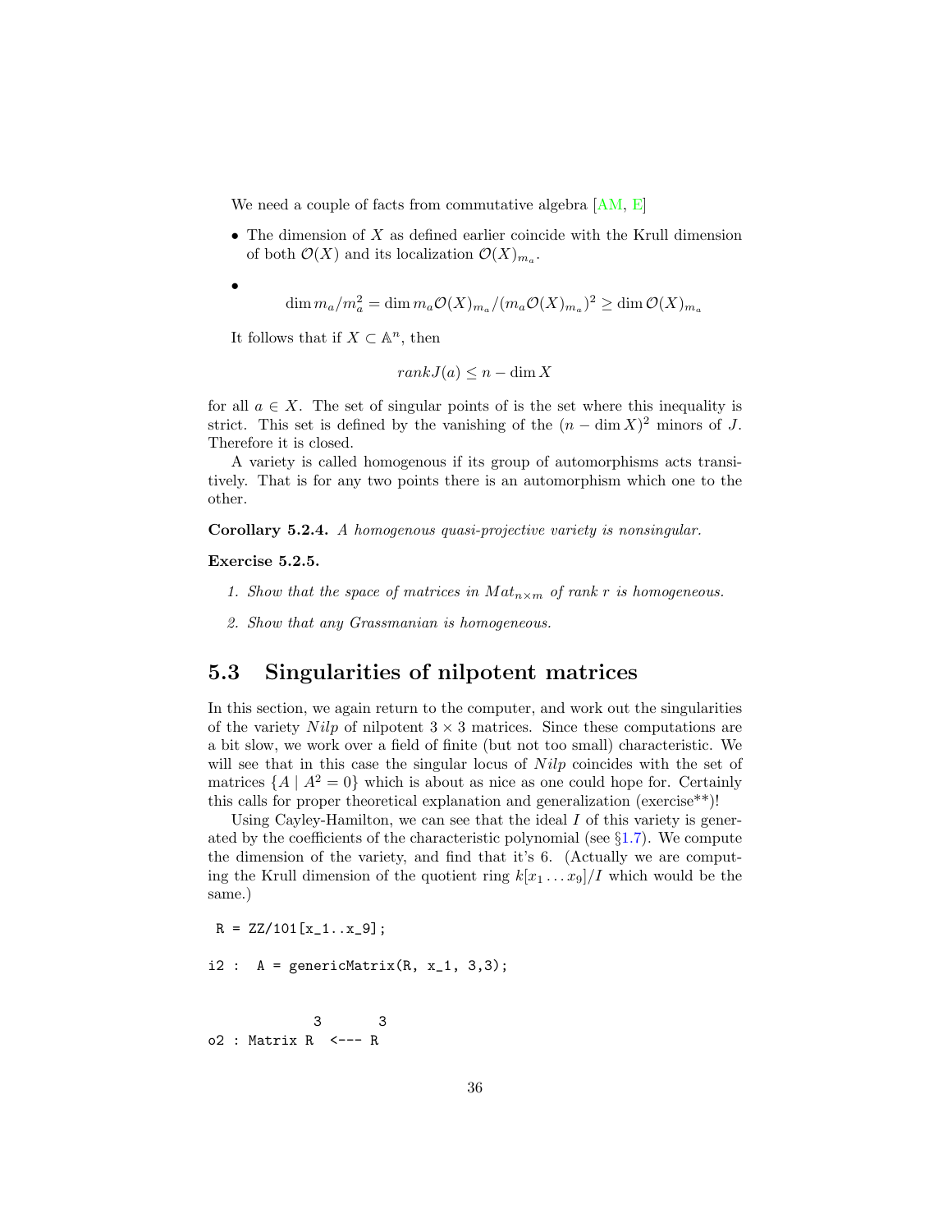We need a couple of facts from commutative algebra [AM, E]

- The dimension of $X$ as defined earlier coincide with the Krull dimension of both $\mathcal{O}(X)$ and its localization $\mathcal{O}(X)_{m_a}$.

- $$\dim m_a/m_a^2 = \dim m_a\mathcal{O}(X)_{m_a}/(m_a\mathcal{O}(X)_{m_a})^2 \geq \dim \mathcal{O}(X)_{m_a}$$

It follows that if $X \subset \mathbb{A}^n$, then

$$rank J(a) \leq n - \dim X$$

for all $a \in X$. The set of singular points of is the set where this inequality is strict. This set is defined by the vanishing of the $(n - \dim X)^2$ minors of $J$. Therefore it is closed.

A variety is called homogenous if its group of automorphisms acts transitively. That is for any two points there is an automorphism which one to the other.

**Corollary 5.2.4.** *A homogenous quasi-projective variety is nonsingular.*

**Exercise 5.2.5.**

1. *Show that the space of matrices in $Mat_{n\times m}$ of rank $r$ is homogeneous.*

2. *Show that any Grassmanian is homogeneous.*

## 5.3 Singularities of nilpotent matrices

In this section, we again return to the computer, and work out the singularities of the variety $Nilp$ of nilpotent $3 \times 3$ matrices. Since these computations are a bit slow, we work over a field of finite (but not too small) characteristic. We will see that in this case the singular locus of $Nilp$ coincides with the set of matrices $\{A \mid A^2 = 0\}$ which is about as nice as one could hope for. Certainly this calls for proper theoretical explanation and generalization (exercise**)!

Using Cayley-Hamilton, we can see that the ideal $I$ of this variety is generated by the coefficients of the characteristic polynomial (see §1.7). We compute the dimension of the variety, and find that it's 6. (Actually we are computing the Krull dimension of the quotient ring $k[x_1 \ldots x_9]/I$ which would be the same.)

```
 R = ZZ/101[x_1..x_9];

i2 :  A = genericMatrix(R, x_1, 3,3);


               3       3
o2 : Matrix R  <--- R
```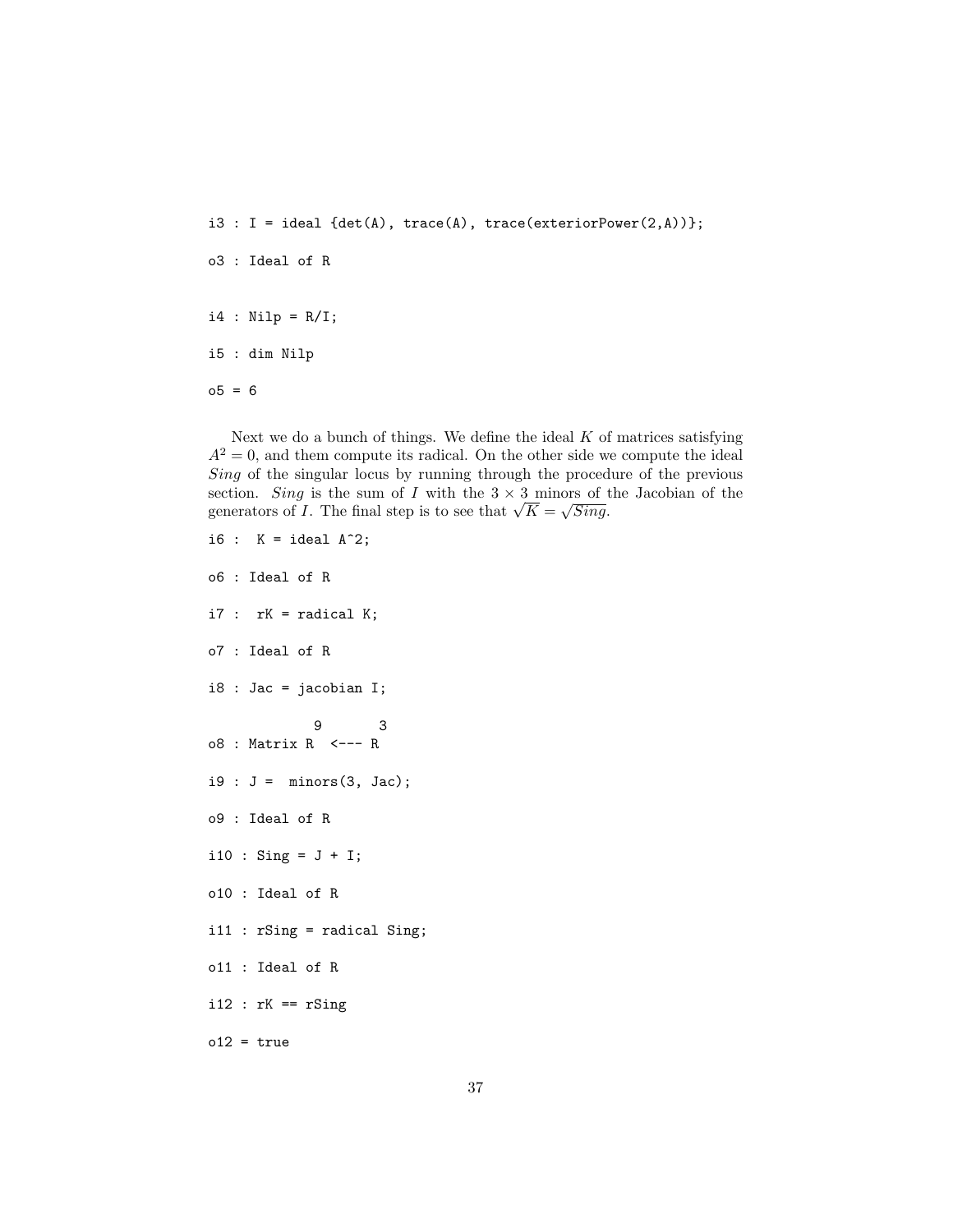```
i3 : I = ideal {det(A), trace(A), trace(exteriorPower(2,A))};

o3 : Ideal of R


i4 : Nilp = R/I;

i5 : dim Nilp

o5 = 6
```

Next we do a bunch of things. We define the ideal $K$ of matrices satisfying $A^2 = 0$, and them compute its radical. On the other side we compute the ideal *Sing* of the singular locus by running through the procedure of the previous section. *Sing* is the sum of $I$ with the $3 \times 3$ minors of the Jacobian of the generators of $I$. The final step is to see that $\sqrt{K} = \sqrt{Sing}$.

```
i6 :  K = ideal A^2;

o6 : Ideal of R

i7 :  rK = radical K;

o7 : Ideal of R

i8 : Jac = jacobian I;

             9       3
o8 : Matrix R  <--- R

i9 : J =  minors(3, Jac);

o9 : Ideal of R

i10 : Sing = J + I;

o10 : Ideal of R

i11 : rSing = radical Sing;

o11 : Ideal of R

i12 : rK == rSing

o12 = true
```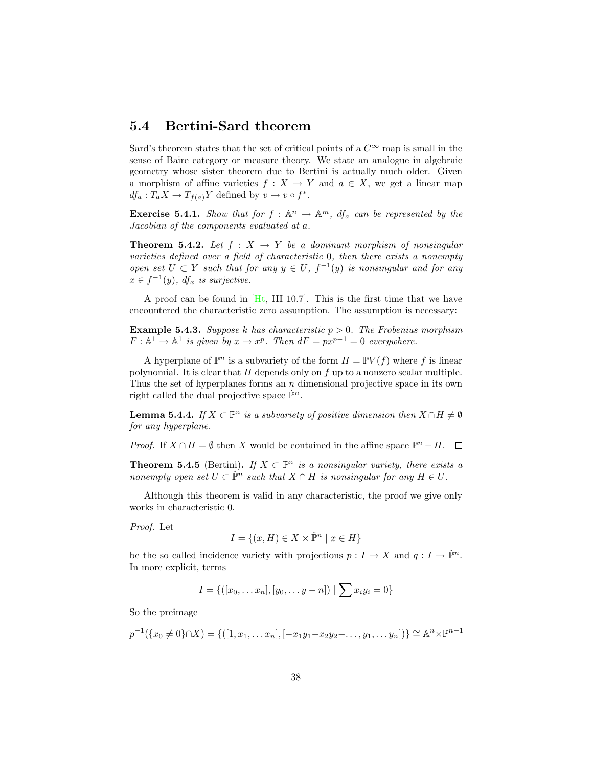## 5.4 Bertini-Sard theorem

Sard's theorem states that the set of critical points of a $C^\infty$ map is small in the sense of Baire category or measure theory. We state an analogue in algebraic geometry whose sister theorem due to Bertini is actually much older. Given a morphism of affine varieties $f : X \to Y$ and $a \in X$, we get a linear map $df_a : T_a X \to T_{f(a)} Y$ defined by $v \mapsto v \circ f^*$.

**Exercise 5.4.1.** *Show that for $f : \mathbb{A}^n \to \mathbb{A}^m$, $df_a$ can be represented by the Jacobian of the components evaluated at $a$.*

**Theorem 5.4.2.** *Let $f : X \to Y$ be a dominant morphism of nonsingular varieties defined over a field of characteristic 0, then there exists a nonempty open set $U \subset Y$ such that for any $y \in U$, $f^{-1}(y)$ is nonsingular and for any $x \in f^{-1}(y)$, $df_x$ is surjective.*

A proof can be found in [Ht, III 10.7]. This is the first time that we have encountered the characteristic zero assumption. The assumption is necessary:

**Example 5.4.3.** *Suppose $k$ has characteristic $p > 0$. The Frobenius morphism $F : \mathbb{A}^1 \to \mathbb{A}^1$ is given by $x \mapsto x^p$. Then $dF = px^{p-1} = 0$ everywhere.*

A hyperplane of $\mathbb{P}^n$ is a subvariety of the form $H = \mathbb{P}V(f)$ where $f$ is linear polynomial. It is clear that $H$ depends only on $f$ up to a nonzero scalar multiple. Thus the set of hyperplanes forms an $n$ dimensional projective space in its own right called the dual projective space $\check{\mathbb{P}}^n$.

**Lemma 5.4.4.** *If $X \subset \mathbb{P}^n$ is a subvariety of positive dimension then $X \cap H \neq \emptyset$ for any hyperplane.*

*Proof.* If $X \cap H = \emptyset$ then $X$ would be contained in the affine space $\mathbb{P}^n - H$. ∎

**Theorem 5.4.5** (Bertini)**.** *If $X \subset \mathbb{P}^n$ is a nonsingular variety, there exists a nonempty open set $U \subset \check{\mathbb{P}}^n$ such that $X \cap H$ is nonsingular for any $H \in U$.*

Although this theorem is valid in any characteristic, the proof we give only works in characteristic 0.

*Proof.* Let

$$I = \{(x, H) \in X \times \check{\mathbb{P}}^n \mid x \in H\}$$

be the so called incidence variety with projections $p : I \to X$ and $q : I \to \check{\mathbb{P}}^n$. In more explicit, terms

$$I = \{([x_0, \ldots x_n], [y_0, \ldots y - n]) \mid \sum x_i y_i = 0\}$$

So the preimage

$$p^{-1}(\{x_0 \neq 0\} \cap X) = \{([1, x_1, \ldots x_n], [-x_1y_1 - x_2y_2 - \ldots, y_1, \ldots y_n])\} \cong \mathbb{A}^n \times \mathbb{P}^{n-1}$$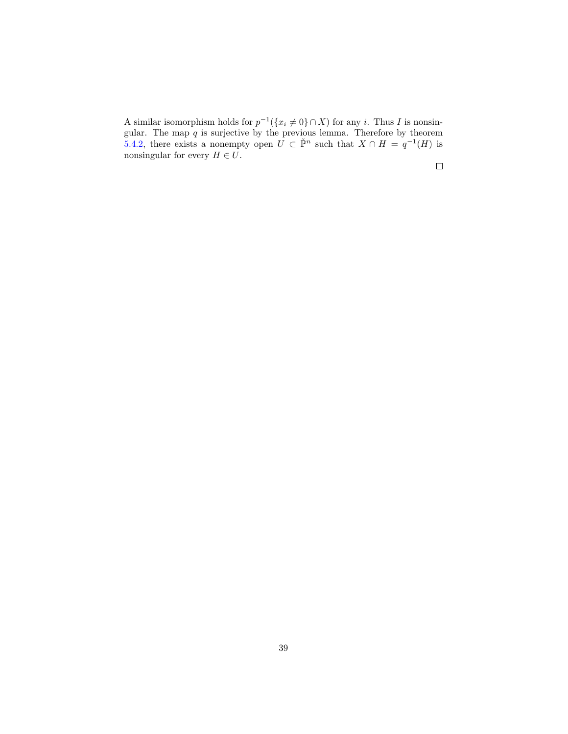A similar isomorphism holds for $p^{-1}(\{x_i \neq 0\} \cap X)$ for any $i$. Thus $I$ is nonsingular. The map $q$ is surjective by the previous lemma. Therefore by theorem 5.4.2, there exists a nonempty open $U \subset \check{\mathbb{P}}^n$ such that $X \cap H = q^{-1}(H)$ is nonsingular for every $H \in U$.

□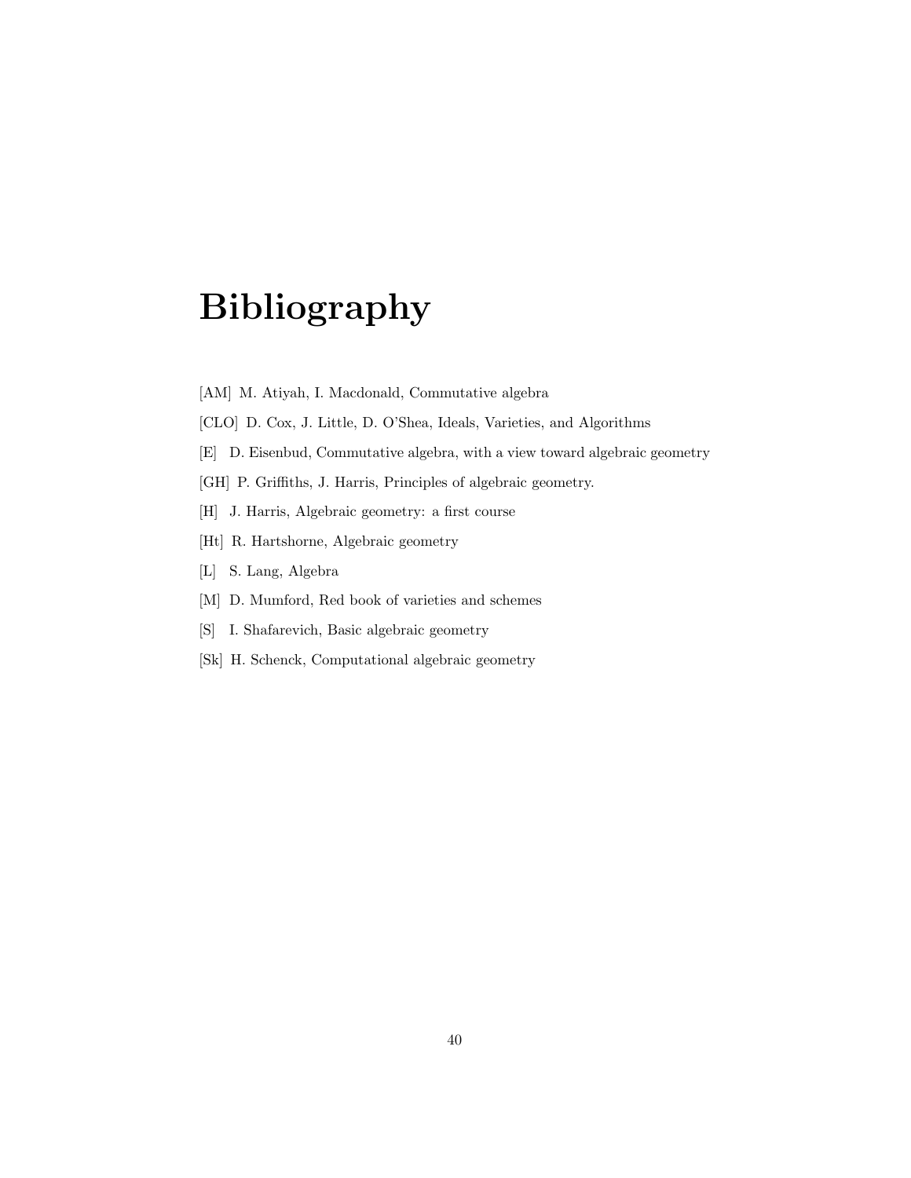# Bibliography

[AM] M. Atiyah, I. Macdonald, Commutative algebra

[CLO] D. Cox, J. Little, D. O'Shea, Ideals, Varieties, and Algorithms

[E] D. Eisenbud, Commutative algebra, with a view toward algebraic geometry

[GH] P. Griffiths, J. Harris, Principles of algebraic geometry.

[H] J. Harris, Algebraic geometry: a first course

[Ht] R. Hartshorne, Algebraic geometry

[L] S. Lang, Algebra

[M] D. Mumford, Red book of varieties and schemes

[S] I. Shafarevich, Basic algebraic geometry

[Sk] H. Schenck, Computational algebraic geometry